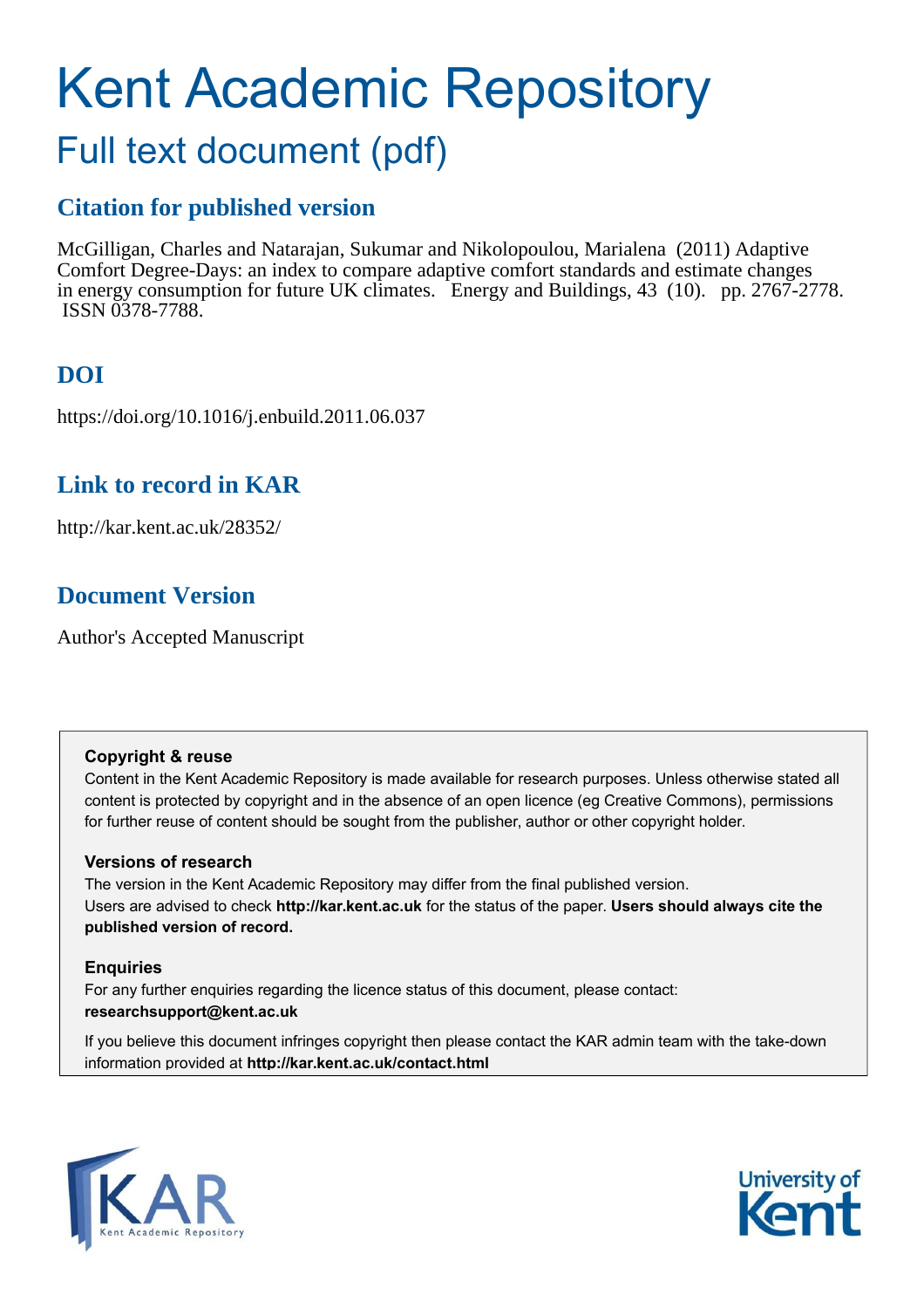# Kent Academic Repository

## Full text document (pdf)

### Citation for published version

McGilligan, Charles and Natarajan, Sukumar and Nikolopoulou, Marialena (2011) Adaptive Comfort Degree-Days: an index to compare adaptive comfort standards and estimate changes in energy consumption for future UK climates. Energy and Buildings, 43 (10). pp. 2767-2778. ISSN 0378-7788.

### DOI

https://doi.org/10.1016/j.enbuild.2011.06.037

### Link to record in KAR

http://kar.kent.ac.uk/28352/

### Document Version

Author's Accepted Manuscript

**Copyright & reuse**

Content in the Kent Academic Repository is made available for research purposes. Unless otherwise stated all content is protected by copyright and in the absence of an open licence (eg Creative Commons), permissions for further reuse of content should be sought from the publisher, author or other copyright holder.

**Versions of research**

The version in the Kent Academic Repository may differ from the final published version. Users are advised to check **http://kar.kent.ac.uk** for the status of the paper. **Users should always cite the published version of record.**

**Enquiries**

For any further enquiries regarding the licence status of this document, please contact: **researchsupport@kent.ac.uk**

If you believe this document infringes copyright then please contact the KAR admin team with the take-down information provided at **http://kar.kent.ac.uk/contact.html**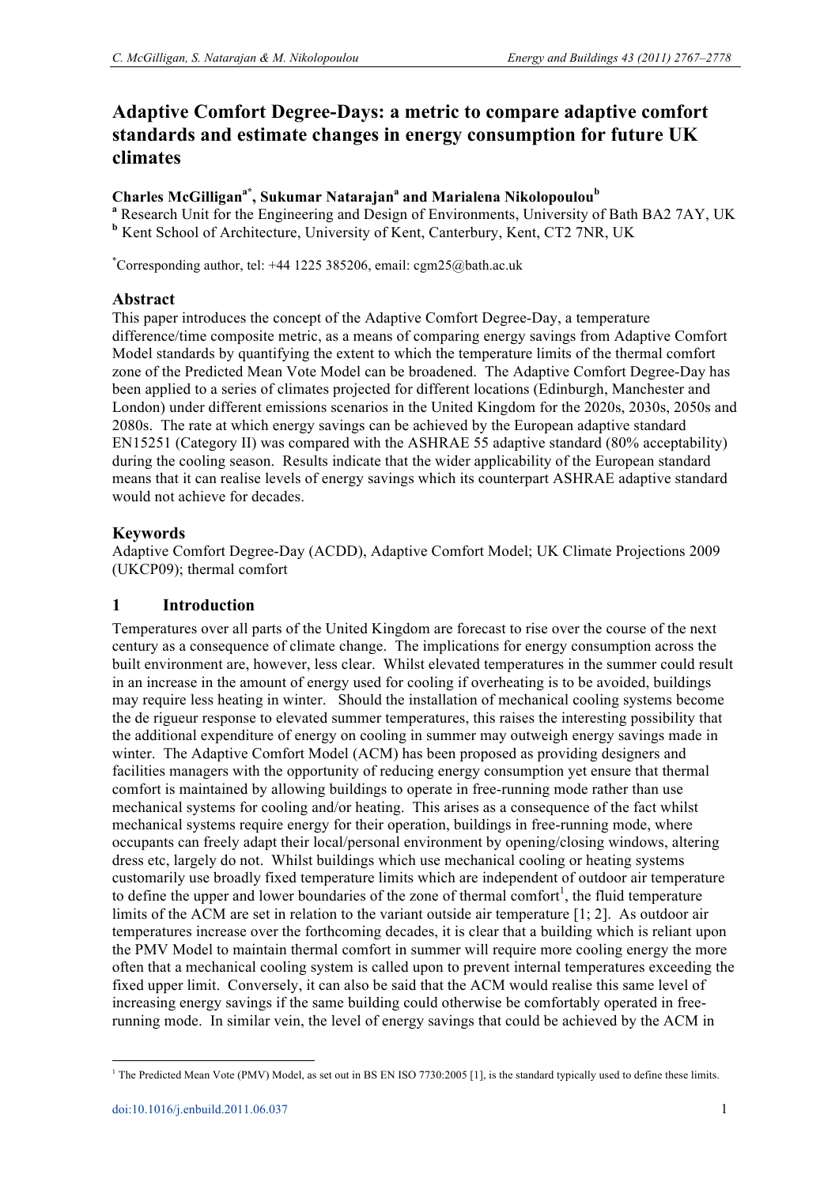# Adaptive Comfort Degree-Days: a metric to compare adaptive comfort standards and estimate changes in energy consumption for future UK climates

**Charles McGilligan[a*], Sukumar Natarajan[a] and Marialena Nikolopoulou[b]**

[a] Research Unit for the Engineering and Design of Environments, University of Bath BA2 7AY, UK

[b] Kent School of Architecture, University of Kent, Canterbury, Kent, CT2 7NR, UK

[*]Corresponding author, tel: +44 1225 385206, email: cgm25@bath.ac.uk

## Abstract

This paper introduces the concept of the Adaptive Comfort Degree-Day, a temperature difference/time composite metric, as a means of comparing energy savings from Adaptive Comfort Model standards by quantifying the extent to which the temperature limits of the thermal comfort zone of the Predicted Mean Vote Model can be broadened. The Adaptive Comfort Degree-Day has been applied to a series of climates projected for different locations (Edinburgh, Manchester and London) under different emissions scenarios in the United Kingdom for the 2020s, 2030s, 2050s and 2080s. The rate at which energy savings can be achieved by the European adaptive standard EN15251 (Category II) was compared with the ASHRAE 55 adaptive standard (80% acceptability) during the cooling season. Results indicate that the wider applicability of the European standard means that it can realise levels of energy savings which its counterpart ASHRAE adaptive standard would not achieve for decades.

## Keywords

Adaptive Comfort Degree-Day (ACDD), Adaptive Comfort Model; UK Climate Projections 2009 (UKCP09); thermal comfort

## 1 Introduction

Temperatures over all parts of the United Kingdom are forecast to rise over the course of the next century as a consequence of climate change. The implications for energy consumption across the built environment are, however, less clear. Whilst elevated temperatures in the summer could result in an increase in the amount of energy used for cooling if overheating is to be avoided, buildings may require less heating in winter. Should the installation of mechanical cooling systems become the de rigueur response to elevated summer temperatures, this raises the interesting possibility that the additional expenditure of energy on cooling in summer may outweigh energy savings made in winter. The Adaptive Comfort Model (ACM) has been proposed as providing designers and facilities managers with the opportunity of reducing energy consumption yet ensure that thermal comfort is maintained by allowing buildings to operate in free-running mode rather than use mechanical systems for cooling and/or heating. This arises as a consequence of the fact whilst mechanical systems require energy for their operation, buildings in free-running mode, where occupants can freely adapt their local/personal environment by opening/closing windows, altering dress etc, largely do not. Whilst buildings which use mechanical cooling or heating systems customarily use broadly fixed temperature limits which are independent of outdoor air temperature to define the upper and lower boundaries of the zone of thermal comfort[1], the fluid temperature limits of the ACM are set in relation to the variant outside air temperature [1; 2]. As outdoor air temperatures increase over the forthcoming decades, it is clear that a building which is reliant upon the PMV Model to maintain thermal comfort in summer will require more cooling energy the more often that a mechanical cooling system is called upon to prevent internal temperatures exceeding the fixed upper limit. Conversely, it can also be said that the ACM would realise this same level of increasing energy savings if the same building could otherwise be comfortably operated in free-running mode. In similar vein, the level of energy savings that could be achieved by the ACM in

[1] The Predicted Mean Vote (PMV) Model, as set out in BS EN ISO 7730:2005 [1], is the standard typically used to define these limits.

doi:10.1016/j.enbuild.2011.06.037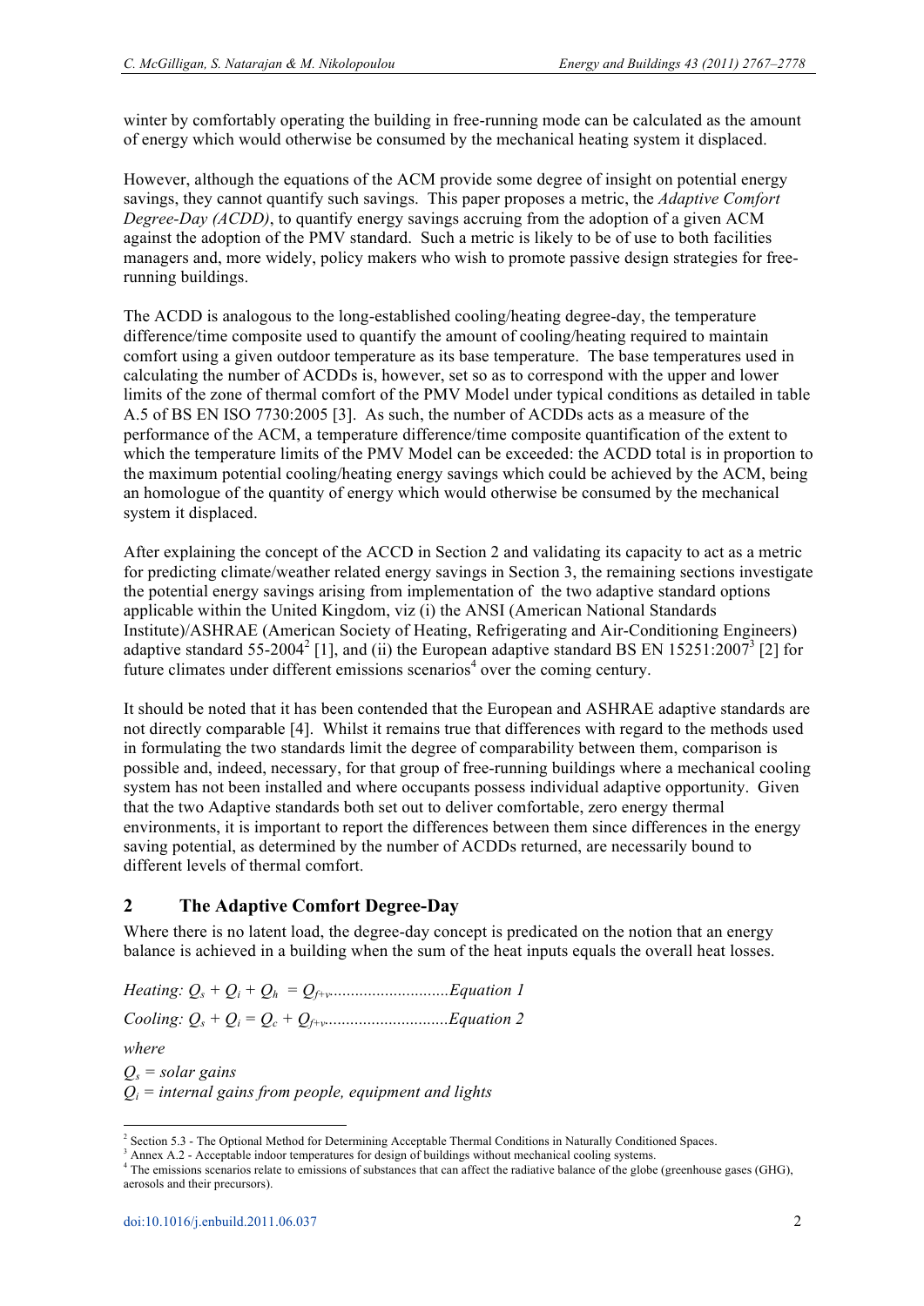winter by comfortably operating the building in free-running mode can be calculated as the amount of energy which would otherwise be consumed by the mechanical heating system it displaced.

However, although the equations of the ACM provide some degree of insight on potential energy savings, they cannot quantify such savings. This paper proposes a metric, the *Adaptive Comfort Degree-Day (ACDD)*, to quantify energy savings accruing from the adoption of a given ACM against the adoption of the PMV standard. Such a metric is likely to be of use to both facilities managers and, more widely, policy makers who wish to promote passive design strategies for free-running buildings.

The ACDD is analogous to the long-established cooling/heating degree-day, the temperature difference/time composite used to quantify the amount of cooling/heating required to maintain comfort using a given outdoor temperature as its base temperature. The base temperatures used in calculating the number of ACDDs is, however, set so as to correspond with the upper and lower limits of the zone of thermal comfort of the PMV Model under typical conditions as detailed in table A.5 of BS EN ISO 7730:2005 [3]. As such, the number of ACDDs acts as a measure of the performance of the ACM, a temperature difference/time composite quantification of the extent to which the temperature limits of the PMV Model can be exceeded: the ACDD total is in proportion to the maximum potential cooling/heating energy savings which could be achieved by the ACM, being an homologue of the quantity of energy which would otherwise be consumed by the mechanical system it displaced.

After explaining the concept of the ACCD in Section 2 and validating its capacity to act as a metric for predicting climate/weather related energy savings in Section 3, the remaining sections investigate the potential energy savings arising from implementation of the two adaptive standard options applicable within the United Kingdom, viz (i) the ANSI (American National Standards Institute)/ASHRAE (American Society of Heating, Refrigerating and Air-Conditioning Engineers) adaptive standard 55-2004[2] [1], and (ii) the European adaptive standard BS EN 15251:2007[3] [2] for future climates under different emissions scenarios[4] over the coming century.

It should be noted that it has been contended that the European and ASHRAE adaptive standards are not directly comparable [4]. Whilst it remains true that differences with regard to the methods used in formulating the two standards limit the degree of comparability between them, comparison is possible and, indeed, necessary, for that group of free-running buildings where a mechanical cooling system has not been installed and where occupants possess individual adaptive opportunity. Given that the two Adaptive standards both set out to deliver comfortable, zero energy thermal environments, it is important to report the differences between them since differences in the energy saving potential, as determined by the number of ACDDs returned, are necessarily bound to different levels of thermal comfort.

## 2 The Adaptive Comfort Degree-Day

Where there is no latent load, the degree-day concept is predicated on the notion that an energy balance is achieved in a building when the sum of the heat inputs equals the overall heat losses.

*Heating:* $Q_s + Q_i + Q_h = Q_{f+v}$............................*Equation 1*

*Cooling:* $Q_s + Q_i = Q_c + Q_{f+v}$.............................*Equation 2*

*where*

$Q_s$ = *solar gains*
$Q_i$ = *internal gains from people, equipment and lights*

[2] Section 5.3 - The Optional Method for Determining Acceptable Thermal Conditions in Naturally Conditioned Spaces.
[3] Annex A.2 - Acceptable indoor temperatures for design of buildings without mechanical cooling systems.
[4] The emissions scenarios relate to emissions of substances that can affect the radiative balance of the globe (greenhouse gases (GHG), aerosols and their precursors).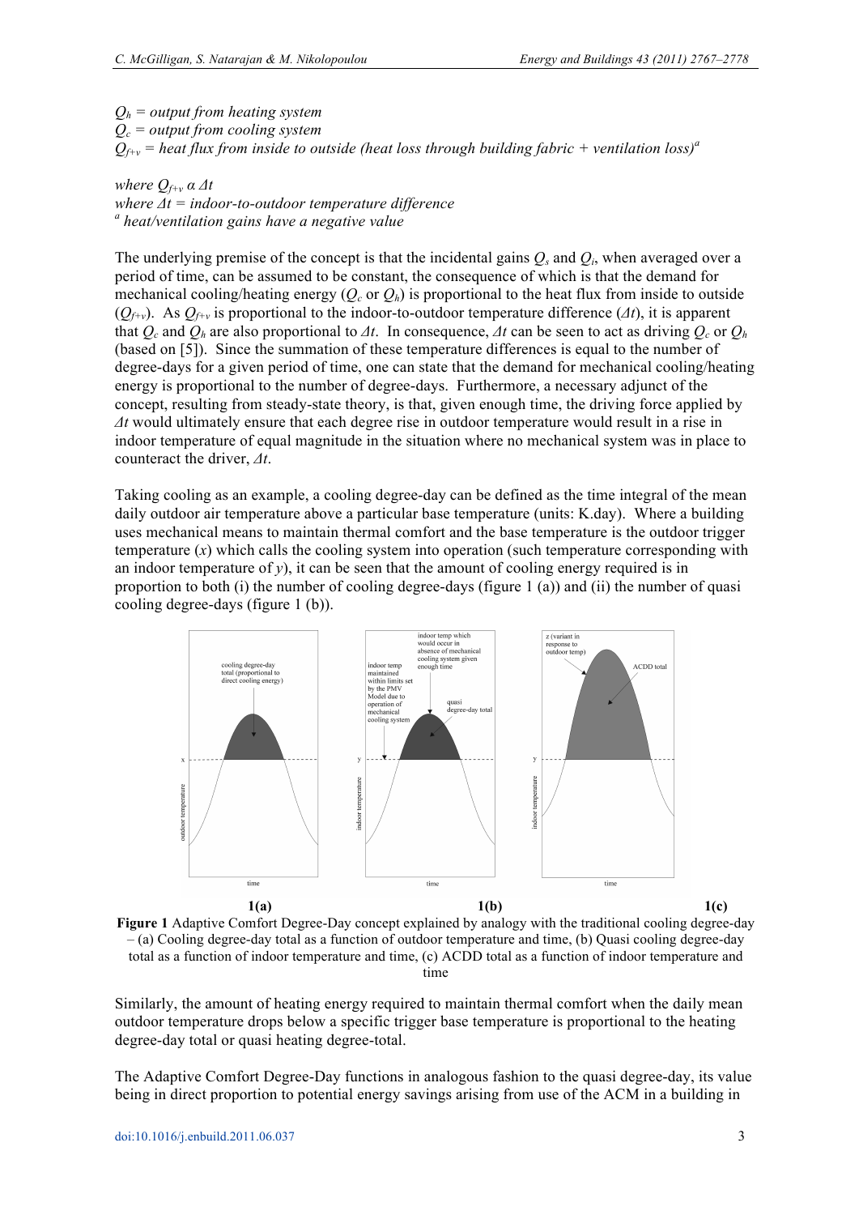$Q_h$ = *output from heating system*
$Q_c$ = *output from cooling system*
$Q_{f+v}$ = *heat flux from inside to outside (heat loss through building fabric + ventilation loss)*[a]

*where* $Q_{f+v} \alpha \Delta t$
*where* $\Delta t$ = *indoor-to-outdoor temperature difference*
[a] *heat/ventilation gains have a negative value*

The underlying premise of the concept is that the incidental gains $Q_s$ and $Q_i$, when averaged over a period of time, can be assumed to be constant, the consequence of which is that the demand for mechanical cooling/heating energy ($Q_c$ or $Q_h$) is proportional to the heat flux from inside to outside ($Q_{f+v}$). As $Q_{f+v}$ is proportional to the indoor-to-outdoor temperature difference ($\Delta t$), it is apparent that $Q_c$ and $Q_h$ are also proportional to $\Delta t$. In consequence, $\Delta t$ can be seen to act as driving $Q_c$ or $Q_h$ (based on [5]). Since the summation of these temperature differences is equal to the number of degree-days for a given period of time, one can state that the demand for mechanical cooling/heating energy is proportional to the number of degree-days. Furthermore, a necessary adjunct of the concept, resulting from steady-state theory, is that, given enough time, the driving force applied by $\Delta t$ would ultimately ensure that each degree rise in outdoor temperature would result in a rise in indoor temperature of equal magnitude in the situation where no mechanical system was in place to counteract the driver, $\Delta t$.

Taking cooling as an example, a cooling degree-day can be defined as the time integral of the mean daily outdoor air temperature above a particular base temperature (units: K.day). Where a building uses mechanical means to maintain thermal comfort and the base temperature is the outdoor trigger temperature ($x$) which calls the cooling system into operation (such temperature corresponding with an indoor temperature of $y$), it can be seen that the amount of cooling energy required is in proportion to both (i) the number of cooling degree-days (figure 1 (a)) and (ii) the number of quasi cooling degree-days (figure 1 (b)).

**1(a)** **1(b)** **1(c)**

**Figure 1** Adaptive Comfort Degree-Day concept explained by analogy with the traditional cooling degree-day – (a) Cooling degree-day total as a function of outdoor temperature and time, (b) Quasi cooling degree-day total as a function of indoor temperature and time, (c) ACDD total as a function of indoor temperature and time

Similarly, the amount of heating energy required to maintain thermal comfort when the daily mean outdoor temperature drops below a specific trigger base temperature is proportional to the heating degree-day total or quasi heating degree-total.

The Adaptive Comfort Degree-Day functions in analogous fashion to the quasi degree-day, its value being in direct proportion to potential energy savings arising from use of the ACM in a building in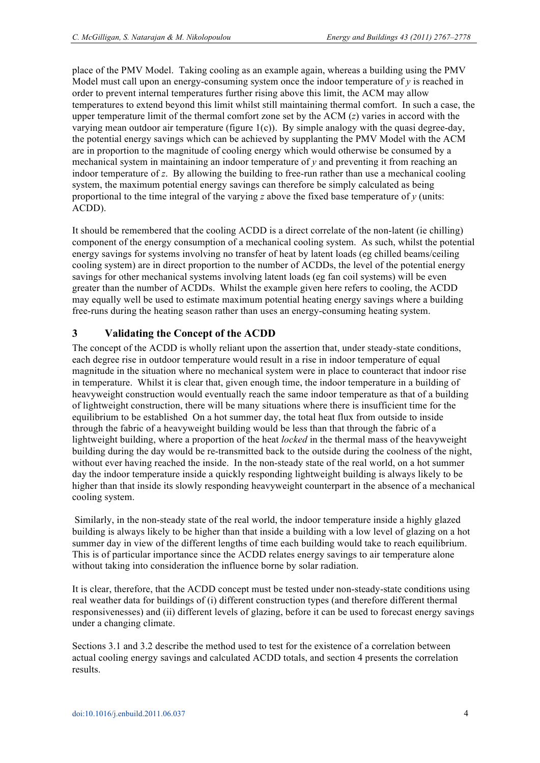place of the PMV Model. Taking cooling as an example again, whereas a building using the PMV Model must call upon an energy-consuming system once the indoor temperature of $y$ is reached in order to prevent internal temperatures further rising above this limit, the ACM may allow temperatures to extend beyond this limit whilst still maintaining thermal comfort. In such a case, the upper temperature limit of the thermal comfort zone set by the ACM ($z$) varies in accord with the varying mean outdoor air temperature (figure 1(c)). By simple analogy with the quasi degree-day, the potential energy savings which can be achieved by supplanting the PMV Model with the ACM are in proportion to the magnitude of cooling energy which would otherwise be consumed by a mechanical system in maintaining an indoor temperature of $y$ and preventing it from reaching an indoor temperature of $z$. By allowing the building to free-run rather than use a mechanical cooling system, the maximum potential energy savings can therefore be simply calculated as being proportional to the time integral of the varying $z$ above the fixed base temperature of $y$ (units: ACDD).

It should be remembered that the cooling ACDD is a direct correlate of the non-latent (ie chilling) component of the energy consumption of a mechanical cooling system. As such, whilst the potential energy savings for systems involving no transfer of heat by latent loads (eg chilled beams/ceiling cooling system) are in direct proportion to the number of ACDDs, the level of the potential energy savings for other mechanical systems involving latent loads (eg fan coil systems) will be even greater than the number of ACDDs. Whilst the example given here refers to cooling, the ACDD may equally well be used to estimate maximum potential heating energy savings where a building free-runs during the heating season rather than uses an energy-consuming heating system.

## 3 Validating the Concept of the ACDD

The concept of the ACDD is wholly reliant upon the assertion that, under steady-state conditions, each degree rise in outdoor temperature would result in a rise in indoor temperature of equal magnitude in the situation where no mechanical system were in place to counteract that indoor rise in temperature. Whilst it is clear that, given enough time, the indoor temperature in a building of heavyweight construction would eventually reach the same indoor temperature as that of a building of lightweight construction, there will be many situations where there is insufficient time for the equilibrium to be established On a hot summer day, the total heat flux from outside to inside through the fabric of a heavyweight building would be less than that through the fabric of a lightweight building, where a proportion of the heat *locked* in the thermal mass of the heavyweight building during the day would be re-transmitted back to the outside during the coolness of the night, without ever having reached the inside. In the non-steady state of the real world, on a hot summer day the indoor temperature inside a quickly responding lightweight building is always likely to be higher than that inside its slowly responding heavyweight counterpart in the absence of a mechanical cooling system.

Similarly, in the non-steady state of the real world, the indoor temperature inside a highly glazed building is always likely to be higher than that inside a building with a low level of glazing on a hot summer day in view of the different lengths of time each building would take to reach equilibrium. This is of particular importance since the ACDD relates energy savings to air temperature alone without taking into consideration the influence borne by solar radiation.

It is clear, therefore, that the ACDD concept must be tested under non-steady-state conditions using real weather data for buildings of (i) different construction types (and therefore different thermal responsivenesses) and (ii) different levels of glazing, before it can be used to forecast energy savings under a changing climate.

Sections 3.1 and 3.2 describe the method used to test for the existence of a correlation between actual cooling energy savings and calculated ACDD totals, and section 4 presents the correlation results.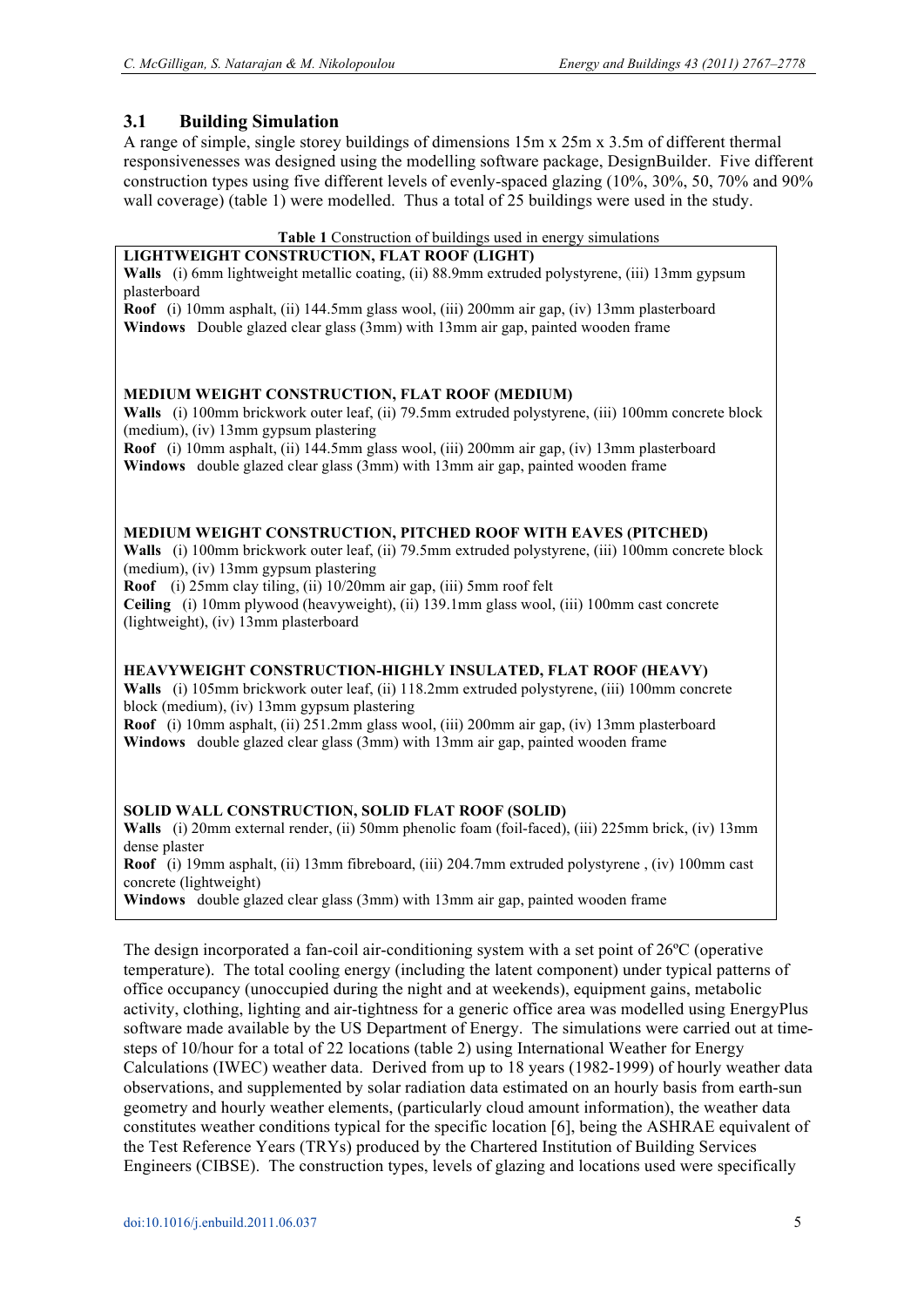## 3.1 Building Simulation

A range of simple, single storey buildings of dimensions 15m x 25m x 3.5m of different thermal responsivenesses was designed using the modelling software package, DesignBuilder. Five different construction types using five different levels of evenly-spaced glazing (10%, 30%, 50, 70% and 90% wall coverage) (table 1) were modelled. Thus a total of 25 buildings were used in the study.

**Table 1** Construction of buildings used in energy simulations

**LIGHTWEIGHT CONSTRUCTION, FLAT ROOF (LIGHT)**

**Walls** (i) 6mm lightweight metallic coating, (ii) 88.9mm extruded polystyrene, (iii) 13mm gypsum plasterboard

**Roof** (i) 10mm asphalt, (ii) 144.5mm glass wool, (iii) 200mm air gap, (iv) 13mm plasterboard

**Windows** Double glazed clear glass (3mm) with 13mm air gap, painted wooden frame

**MEDIUM WEIGHT CONSTRUCTION, FLAT ROOF (MEDIUM)**

**Walls** (i) 100mm brickwork outer leaf, (ii) 79.5mm extruded polystyrene, (iii) 100mm concrete block (medium), (iv) 13mm gypsum plastering

**Roof** (i) 10mm asphalt, (ii) 144.5mm glass wool, (iii) 200mm air gap, (iv) 13mm plasterboard

**Windows** double glazed clear glass (3mm) with 13mm air gap, painted wooden frame

**MEDIUM WEIGHT CONSTRUCTION, PITCHED ROOF WITH EAVES (PITCHED)**

**Walls** (i) 100mm brickwork outer leaf, (ii) 79.5mm extruded polystyrene, (iii) 100mm concrete block (medium), (iv) 13mm gypsum plastering

**Roof** (i) 25mm clay tiling, (ii) 10/20mm air gap, (iii) 5mm roof felt

**Ceiling** (i) 10mm plywood (heavyweight), (ii) 139.1mm glass wool, (iii) 100mm cast concrete (lightweight), (iv) 13mm plasterboard

**HEAVYWEIGHT CONSTRUCTION-HIGHLY INSULATED, FLAT ROOF (HEAVY)**

**Walls** (i) 105mm brickwork outer leaf, (ii) 118.2mm extruded polystyrene, (iii) 100mm concrete block (medium), (iv) 13mm gypsum plastering

**Roof** (i) 10mm asphalt, (ii) 251.2mm glass wool, (iii) 200mm air gap, (iv) 13mm plasterboard

**Windows** double glazed clear glass (3mm) with 13mm air gap, painted wooden frame

**SOLID WALL CONSTRUCTION, SOLID FLAT ROOF (SOLID)**

**Walls** (i) 20mm external render, (ii) 50mm phenolic foam (foil-faced), (iii) 225mm brick, (iv) 13mm dense plaster

**Roof** (i) 19mm asphalt, (ii) 13mm fibreboard, (iii) 204.7mm extruded polystyrene , (iv) 100mm cast concrete (lightweight)

**Windows** double glazed clear glass (3mm) with 13mm air gap, painted wooden frame

The design incorporated a fan-coil air-conditioning system with a set point of 26ºC (operative temperature). The total cooling energy (including the latent component) under typical patterns of office occupancy (unoccupied during the night and at weekends), equipment gains, metabolic activity, clothing, lighting and air-tightness for a generic office area was modelled using EnergyPlus software made available by the US Department of Energy. The simulations were carried out at time-steps of 10/hour for a total of 22 locations (table 2) using International Weather for Energy Calculations (IWEC) weather data. Derived from up to 18 years (1982-1999) of hourly weather data observations, and supplemented by solar radiation data estimated on an hourly basis from earth-sun geometry and hourly weather elements, (particularly cloud amount information), the weather data constitutes weather conditions typical for the specific location [6], being the ASHRAE equivalent of the Test Reference Years (TRYs) produced by the Chartered Institution of Building Services Engineers (CIBSE). The construction types, levels of glazing and locations used were specifically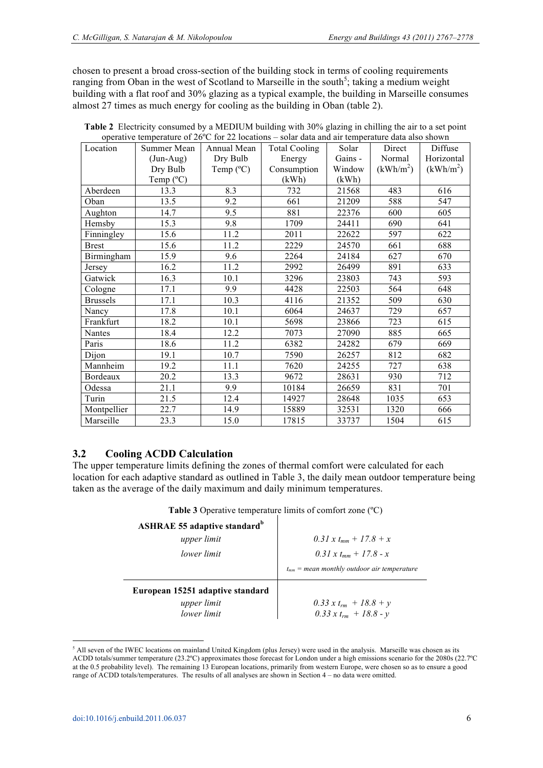chosen to present a broad cross-section of the building stock in terms of cooling requirements ranging from Oban in the west of Scotland to Marseille in the south[5]; taking a medium weight building with a flat roof and 30% glazing as a typical example, the building in Marseille consumes almost 27 times as much energy for cooling as the building in Oban (table 2).

**Table 2** Electricity consumed by a MEDIUM building with 30% glazing in chilling the air to a set point operative temperature of 26ºC for 22 locations – solar data and air temperature data also shown

| Location | Summer Mean (Jun-Aug) Dry Bulb Temp (ºC) | Annual Mean Dry Bulb Temp (ºC) | Total Cooling Energy Consumption (kWh) | Solar Gains - Window (kWh) | Direct Normal (kWh/m$^2$) | Diffuse Horizontal (kWh/m$^2$) |
|---|---|---|---|---|---|---|
| Aberdeen | 13.3 | 8.3 | 732 | 21568 | 483 | 616 |
| Oban | 13.5 | 9.2 | 661 | 21209 | 588 | 547 |
| Aughton | 14.7 | 9.5 | 881 | 22376 | 600 | 605 |
| Hemsby | 15.3 | 9.8 | 1709 | 24411 | 690 | 641 |
| Finningley | 15.6 | 11.2 | 2011 | 22622 | 597 | 622 |
| Brest | 15.6 | 11.2 | 2229 | 24570 | 661 | 688 |
| Birmingham | 15.9 | 9.6 | 2264 | 24184 | 627 | 670 |
| Jersey | 16.2 | 11.2 | 2992 | 26499 | 891 | 633 |
| Gatwick | 16.3 | 10.1 | 3296 | 23803 | 743 | 593 |
| Cologne | 17.1 | 9.9 | 4428 | 22503 | 564 | 648 |
| Brussels | 17.1 | 10.3 | 4116 | 21352 | 509 | 630 |
| Nancy | 17.8 | 10.1 | 6064 | 24637 | 729 | 657 |
| Frankfurt | 18.2 | 10.1 | 5698 | 23866 | 723 | 615 |
| Nantes | 18.4 | 12.2 | 7073 | 27090 | 885 | 665 |
| Paris | 18.6 | 11.2 | 6382 | 24282 | 679 | 669 |
| Dijon | 19.1 | 10.7 | 7590 | 26257 | 812 | 682 |
| Mannheim | 19.2 | 11.1 | 7620 | 24255 | 727 | 638 |
| Bordeaux | 20.2 | 13.3 | 9672 | 28631 | 930 | 712 |
| Odessa | 21.1 | 9.9 | 10184 | 26659 | 831 | 701 |
| Turin | 21.5 | 12.4 | 14927 | 28648 | 1035 | 653 |
| Montpellier | 22.7 | 14.9 | 15889 | 32531 | 1320 | 666 |
| Marseille | 23.3 | 15.0 | 17815 | 33737 | 1504 | 615 |

## 3.2 Cooling ACDD Calculation

The upper temperature limits defining the zones of thermal comfort were calculated for each location for each adaptive standard as outlined in Table 3, the daily mean outdoor temperature being taken as the average of the daily maximum and daily minimum temperatures.

**Table 3** Operative temperature limits of comfort zone (ºC)

| | |
|---|---|
| **ASHRAE 55 adaptive standard**[b] | |
| *upper limit* | $0.31 \times t_{mm} + 17.8 + x$ |
| *lower limit* | $0.31 \times t_{mm} + 17.8 - x$ |
| | $t_{mm}$ = *mean monthly outdoor air temperature* |
| **European 15251 adaptive standard** | |
| *upper limit* | $0.33 \times t_{rm} + 18.8 + y$ |
| *lower limit* | $0.33 \times t_{rm} + 18.8 - y$ |

[5] All seven of the IWEC locations on mainland United Kingdom (plus Jersey) were used in the analysis. Marseille was chosen as its ACDD totals/summer temperature (23.2ºC) approximates those forecast for London under a high emissions scenario for the 2080s (22.7ºC at the 0.5 probability level). The remaining 13 European locations, primarily from western Europe, were chosen so as to ensure a good range of ACDD totals/temperatures. The results of all analyses are shown in Section 4 – no data were omitted.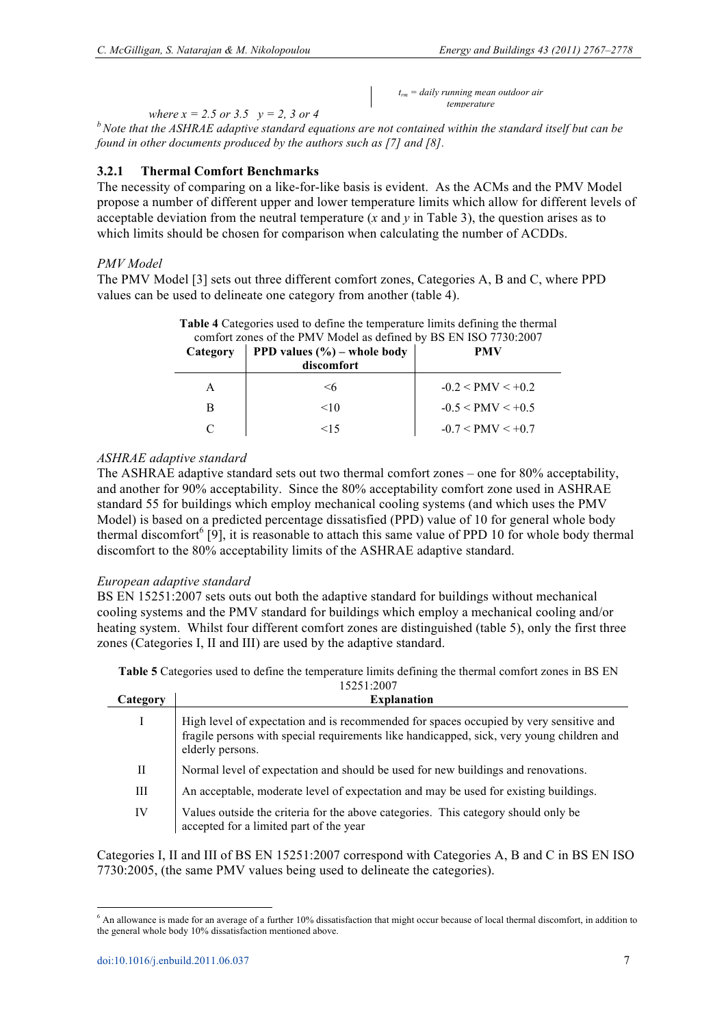where $x = 2.5$ or $3.5$ $\quad y = 2, 3$ or $4$

$t_{rm}$ = daily running mean outdoor air temperature

[b] Note that the ASHRAE adaptive standard equations are not contained within the standard itself but can be found in other documents produced by the authors such as [7] and [8].

### 3.2.1 Thermal Comfort Benchmarks

The necessity of comparing on a like-for-like basis is evident. As the ACMs and the PMV Model propose a number of different upper and lower temperature limits which allow for different levels of acceptable deviation from the neutral temperature ($x$ and $y$ in Table 3), the question arises as to which limits should be chosen for comparison when calculating the number of ACDDs.

*PMV Model*

The PMV Model [3] sets out three different comfort zones, Categories A, B and C, where PPD values can be used to delineate one category from another (table 4).

**Table 4** Categories used to define the temperature limits defining the thermal comfort zones of the PMV Model as defined by BS EN ISO 7730:2007

| Category | PPD values (%) – whole body discomfort | PMV |
|---|---|---|
| A | <6 | -0.2 < PMV < +0.2 |
| B | <10 | -0.5 < PMV < +0.5 |
| C | <15 | -0.7 < PMV < +0.7 |

*ASHRAE adaptive standard*

The ASHRAE adaptive standard sets out two thermal comfort zones – one for 80% acceptability, and another for 90% acceptability. Since the 80% acceptability comfort zone used in ASHRAE standard 55 for buildings which employ mechanical cooling systems (and which uses the PMV Model) is based on a predicted percentage dissatisfied (PPD) value of 10 for general whole body thermal discomfort[6] [9], it is reasonable to attach this same value of PPD 10 for whole body thermal discomfort to the 80% acceptability limits of the ASHRAE adaptive standard.

*European adaptive standard*

BS EN 15251:2007 sets outs out both the adaptive standard for buildings without mechanical cooling systems and the PMV standard for buildings which employ a mechanical cooling and/or heating system. Whilst four different comfort zones are distinguished (table 5), only the first three zones (Categories I, II and III) are used by the adaptive standard.

**Table 5** Categories used to define the temperature limits defining the thermal comfort zones in BS EN 15251:2007

| Category | Explanation |
|---|---|
| I | High level of expectation and is recommended for spaces occupied by very sensitive and fragile persons with special requirements like handicapped, sick, very young children and elderly persons. |
| II | Normal level of expectation and should be used for new buildings and renovations. |
| III | An acceptable, moderate level of expectation and may be used for existing buildings. |
| IV | Values outside the criteria for the above categories. This category should only be accepted for a limited part of the year |

Categories I, II and III of BS EN 15251:2007 correspond with Categories A, B and C in BS EN ISO 7730:2005, (the same PMV values being used to delineate the categories).

[6] An allowance is made for an average of a further 10% dissatisfaction that might occur because of local thermal discomfort, in addition to the general whole body 10% dissatisfaction mentioned above.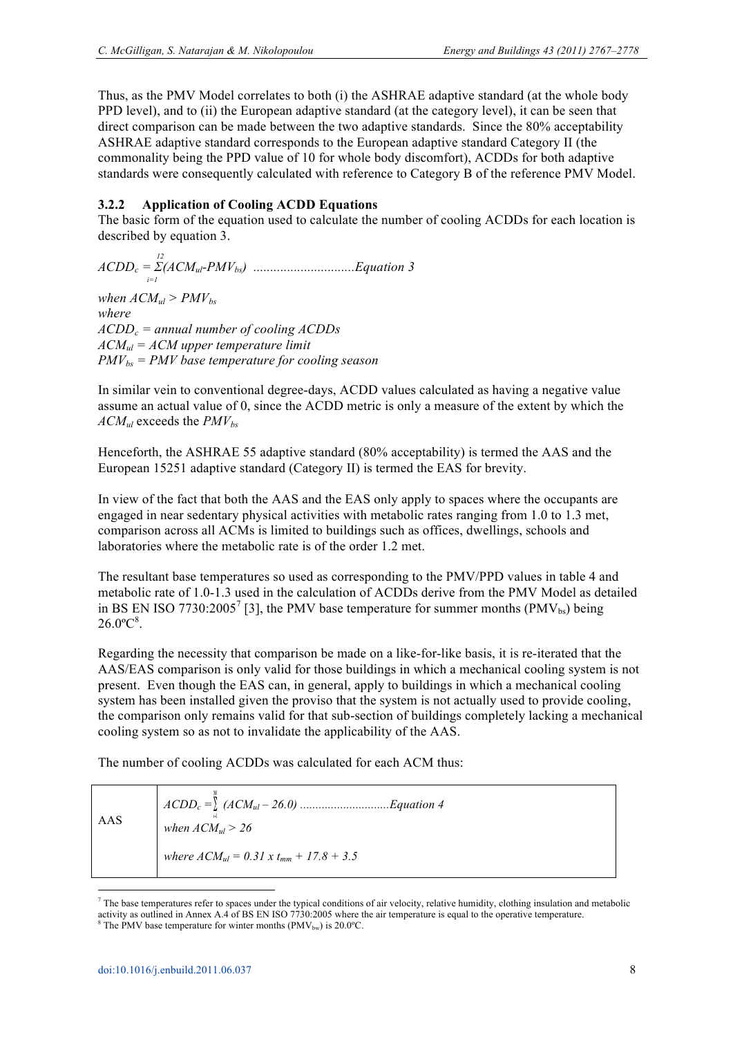Thus, as the PMV Model correlates to both (i) the ASHRAE adaptive standard (at the whole body PPD level), and to (ii) the European adaptive standard (at the category level), it can be seen that direct comparison can be made between the two adaptive standards. Since the 80% acceptability ASHRAE adaptive standard corresponds to the European adaptive standard Category II (the commonality being the PPD value of 10 for whole body discomfort), ACDDs for both adaptive standards were consequently calculated with reference to Category B of the reference PMV Model.

### 3.2.2 Application of Cooling ACDD Equations

The basic form of the equation used to calculate the number of cooling ACDDs for each location is described by equation 3.

$$ACDD_c = \sum_{i=1}^{12}(ACM_{ul} - PMV_{bs}) \quad \text{.............................Equation 3}$$

*when* $ACM_{ul} > PMV_{bs}$
*where*
$ACDD_c$ *= annual number of cooling ACDDs*
$ACM_{ul}$ *= ACM upper temperature limit*
$PMV_{bs}$ *= PMV base temperature for cooling season*

In similar vein to conventional degree-days, ACDD values calculated as having a negative value assume an actual value of 0, since the ACDD metric is only a measure of the extent by which the $ACM_{ul}$ exceeds the $PMV_{bs}$

Henceforth, the ASHRAE 55 adaptive standard (80% acceptability) is termed the AAS and the European 15251 adaptive standard (Category II) is termed the EAS for brevity.

In view of the fact that both the AAS and the EAS only apply to spaces where the occupants are engaged in near sedentary physical activities with metabolic rates ranging from 1.0 to 1.3 met, comparison across all ACMs is limited to buildings such as offices, dwellings, schools and laboratories where the metabolic rate is of the order 1.2 met.

The resultant base temperatures so used as corresponding to the PMV/PPD values in table 4 and metabolic rate of 1.0-1.3 used in the calculation of ACDDs derive from the PMV Model as detailed in BS EN ISO 7730:2005[7] [3], the PMV base temperature for summer months ($PMV_{bs}$) being 26.0ºC[8].

Regarding the necessity that comparison be made on a like-for-like basis, it is re-iterated that the AAS/EAS comparison is only valid for those buildings in which a mechanical cooling system is not present. Even though the EAS can, in general, apply to buildings in which a mechanical cooling system has been installed given the proviso that the system is not actually used to provide cooling, the comparison only remains valid for that sub-section of buildings completely lacking a mechanical cooling system so as not to invalidate the applicability of the AAS.

The number of cooling ACDDs was calculated for each ACM thus:

| | |
|---|---|
| AAS | $ACDD_c = \sum_{i=1}^{12} (ACM_{ul} - 26.0)$ ............................Equation 4<br>*when* $ACM_{ul} > 26$<br>*where* $ACM_{ul} = 0.31 \times t_{mm} + 17.8 + 3.5$ |

[7] The base temperatures refer to spaces under the typical conditions of air velocity, relative humidity, clothing insulation and metabolic activity as outlined in Annex A.4 of BS EN ISO 7730:2005 where the air temperature is equal to the operative temperature.

[8] The PMV base temperature for winter months ($PMV_{bw}$) is 20.0ºC.

doi:10.1016/j.enbuild.2011.06.037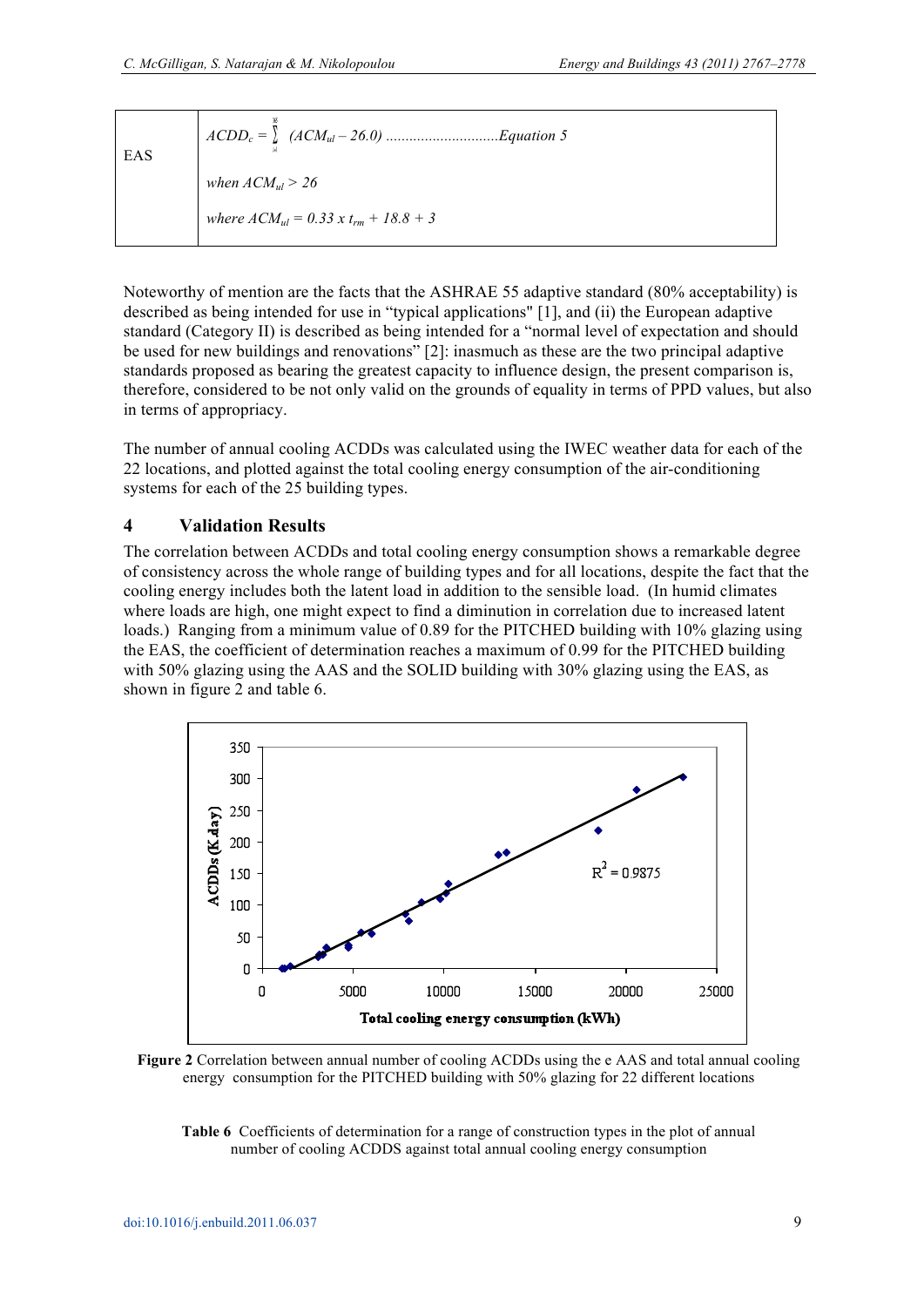| EAS | $ACDD_c = \sum_{i=1}^{365} (ACM_{ul} - 26.0)$ ............................Equation 5<br><br>*when* $ACM_{ul} > 26$<br><br>*where* $ACM_{ul} = 0.33 \times t_{rm} + 18.8 + 3$ |
|---|---|

Noteworthy of mention are the facts that the ASHRAE 55 adaptive standard (80% acceptability) is described as being intended for use in "typical applications" [1], and (ii) the European adaptive standard (Category II) is described as being intended for a "normal level of expectation and should be used for new buildings and renovations" [2]: inasmuch as these are the two principal adaptive standards proposed as bearing the greatest capacity to influence design, the present comparison is, therefore, considered to be not only valid on the grounds of equality in terms of PPD values, but also in terms of appropriacy.

The number of annual cooling ACDDs was calculated using the IWEC weather data for each of the 22 locations, and plotted against the total cooling energy consumption of the air-conditioning systems for each of the 25 building types.

## 4 Validation Results

The correlation between ACDDs and total cooling energy consumption shows a remarkable degree of consistency across the whole range of building types and for all locations, despite the fact that the cooling energy includes both the latent load in addition to the sensible load. (In humid climates where loads are high, one might expect to find a diminution in correlation due to increased latent loads.) Ranging from a minimum value of 0.89 for the PITCHED building with 10% glazing using the EAS, the coefficient of determination reaches a maximum of 0.99 for the PITCHED building with 50% glazing using the AAS and the SOLID building with 30% glazing using the EAS, as shown in figure 2 and table 6.

**Figure 2** Correlation between annual number of cooling ACDDs using the e AAS and total annual cooling energy consumption for the PITCHED building with 50% glazing for 22 different locations

**Table 6** Coefficients of determination for a range of construction types in the plot of annual number of cooling ACDDS against total annual cooling energy consumption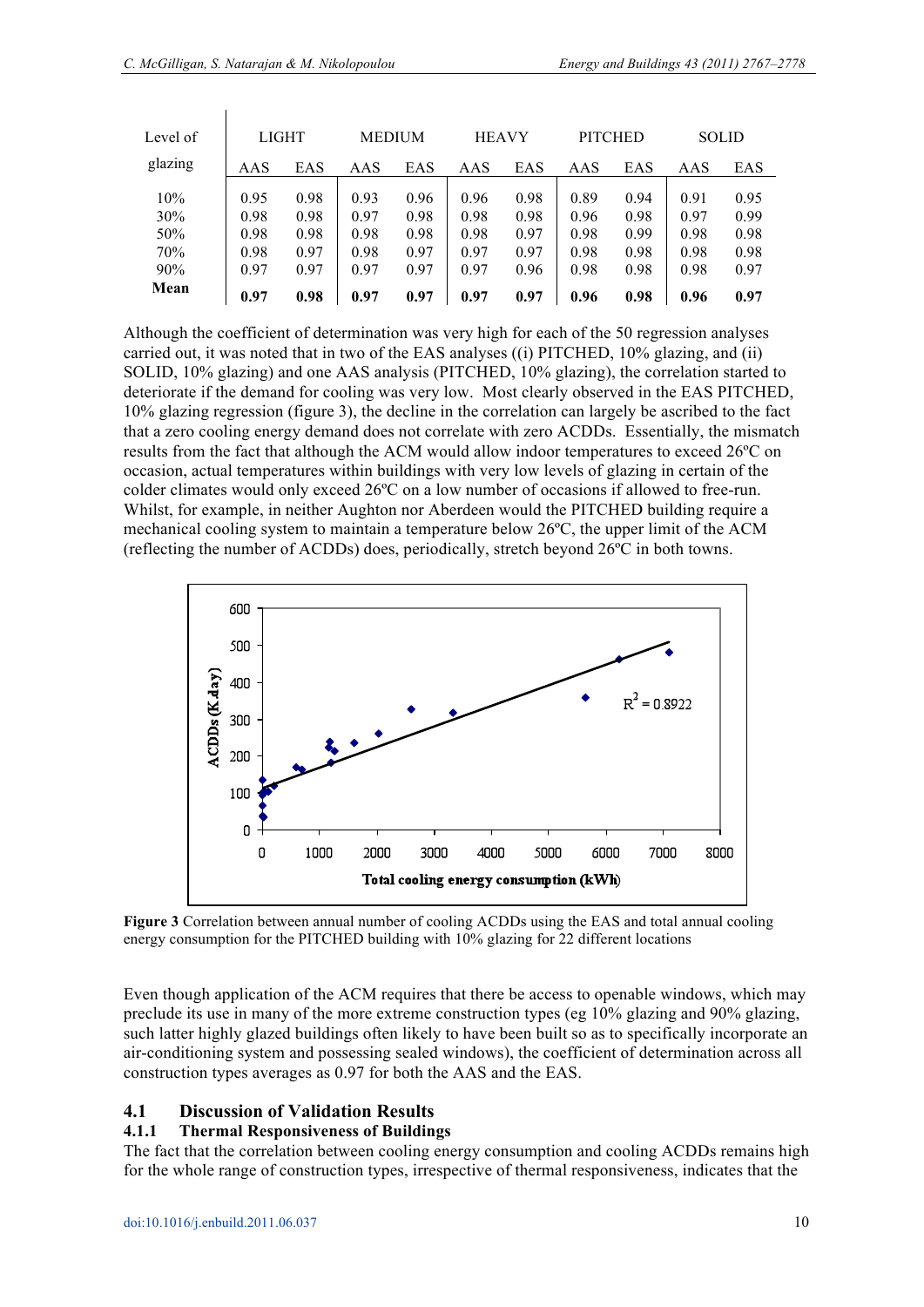| Level of glazing | LIGHT | | MEDIUM | | HEAVY | | PITCHED | | SOLID | |
|---|---|---|---|---|---|---|---|---|---|---|
| | AAS | EAS | AAS | EAS | AAS | EAS | AAS | EAS | AAS | EAS |
| 10% | 0.95 | 0.98 | 0.93 | 0.96 | 0.96 | 0.98 | 0.89 | 0.94 | 0.91 | 0.95 |
| 30% | 0.98 | 0.98 | 0.97 | 0.98 | 0.98 | 0.98 | 0.96 | 0.98 | 0.97 | 0.99 |
| 50% | 0.98 | 0.98 | 0.98 | 0.98 | 0.98 | 0.97 | 0.98 | 0.99 | 0.98 | 0.98 |
| 70% | 0.98 | 0.97 | 0.98 | 0.97 | 0.97 | 0.97 | 0.98 | 0.98 | 0.98 | 0.98 |
| 90% | 0.97 | 0.97 | 0.97 | 0.97 | 0.97 | 0.96 | 0.98 | 0.98 | 0.98 | 0.97 |
| **Mean** | **0.97** | **0.98** | **0.97** | **0.97** | **0.97** | **0.97** | **0.96** | **0.98** | **0.96** | **0.97** |

Although the coefficient of determination was very high for each of the 50 regression analyses carried out, it was noted that in two of the EAS analyses ((i) PITCHED, 10% glazing, and (ii) SOLID, 10% glazing) and one AAS analysis (PITCHED, 10% glazing), the correlation started to deteriorate if the demand for cooling was very low. Most clearly observed in the EAS PITCHED, 10% glazing regression (figure 3), the decline in the correlation can largely be ascribed to the fact that a zero cooling energy demand does not correlate with zero ACDDs. Essentially, the mismatch results from the fact that although the ACM would allow indoor temperatures to exceed 26ºC on occasion, actual temperatures within buildings with very low levels of glazing in certain of the colder climates would only exceed 26ºC on a low number of occasions if allowed to free-run. Whilst, for example, in neither Aughton nor Aberdeen would the PITCHED building require a mechanical cooling system to maintain a temperature below 26ºC, the upper limit of the ACM (reflecting the number of ACDDs) does, periodically, stretch beyond 26ºC in both towns.

**Figure 3** Correlation between annual number of cooling ACDDs using the EAS and total annual cooling energy consumption for the PITCHED building with 10% glazing for 22 different locations

Even though application of the ACM requires that there be access to openable windows, which may preclude its use in many of the more extreme construction types (eg 10% glazing and 90% glazing, such latter highly glazed buildings often likely to have been built so as to specifically incorporate an air-conditioning system and possessing sealed windows), the coefficient of determination across all construction types averages as 0.97 for both the AAS and the EAS.

## 4.1 Discussion of Validation Results

### 4.1.1 Thermal Responsiveness of Buildings

The fact that the correlation between cooling energy consumption and cooling ACDDs remains high for the whole range of construction types, irrespective of thermal responsiveness, indicates that the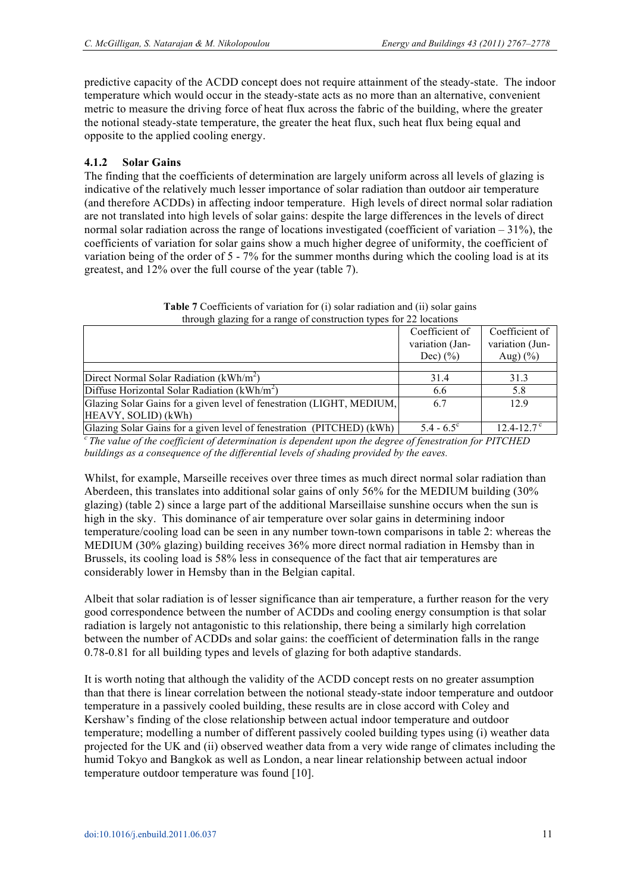predictive capacity of the ACDD concept does not require attainment of the steady-state. The indoor temperature which would occur in the steady-state acts as no more than an alternative, convenient metric to measure the driving force of heat flux across the fabric of the building, where the greater the notional steady-state temperature, the greater the heat flux, such heat flux being equal and opposite to the applied cooling energy.

### 4.1.2 Solar Gains

The finding that the coefficients of determination are largely uniform across all levels of glazing is indicative of the relatively much lesser importance of solar radiation than outdoor air temperature (and therefore ACDDs) in affecting indoor temperature. High levels of direct normal solar radiation are not translated into high levels of solar gains: despite the large differences in the levels of direct normal solar radiation across the range of locations investigated (coefficient of variation – 31%), the coefficients of variation for solar gains show a much higher degree of uniformity, the coefficient of variation being of the order of 5 - 7% for the summer months during which the cooling load is at its greatest, and 12% over the full course of the year (table 7).

**Table 7** Coefficients of variation for (i) solar radiation and (ii) solar gains through glazing for a range of construction types for 22 locations

| | Coefficient of variation (Jan-Dec) (%) | Coefficient of variation (Jun-Aug) (%) |
|---|---|---|
| Direct Normal Solar Radiation (kWh/m$^2$) | 31.4 | 31.3 |
| Diffuse Horizontal Solar Radiation (kWh/m$^2$) | 6.6 | 5.8 |
| Glazing Solar Gains for a given level of fenestration (LIGHT, MEDIUM, HEAVY, SOLID) (kWh) | 6.7 | 12.9 |
| Glazing Solar Gains for a given level of fenestration (PITCHED) (kWh) | 5.4 - 6.5[c] | 12.4-12.7[c] |

*[c] The value of the coefficient of determination is dependent upon the degree of fenestration for PITCHED buildings as a consequence of the differential levels of shading provided by the eaves.*

Whilst, for example, Marseille receives over three times as much direct normal solar radiation than Aberdeen, this translates into additional solar gains of only 56% for the MEDIUM building (30% glazing) (table 2) since a large part of the additional Marseillaise sunshine occurs when the sun is high in the sky. This dominance of air temperature over solar gains in determining indoor temperature/cooling load can be seen in any number town-town comparisons in table 2: whereas the MEDIUM (30% glazing) building receives 36% more direct normal radiation in Hemsby than in Brussels, its cooling load is 58% less in consequence of the fact that air temperatures are considerably lower in Hemsby than in the Belgian capital.

Albeit that solar radiation is of lesser significance than air temperature, a further reason for the very good correspondence between the number of ACDDs and cooling energy consumption is that solar radiation is largely not antagonistic to this relationship, there being a similarly high correlation between the number of ACDDs and solar gains: the coefficient of determination falls in the range 0.78-0.81 for all building types and levels of glazing for both adaptive standards.

It is worth noting that although the validity of the ACDD concept rests on no greater assumption than that there is linear correlation between the notional steady-state indoor temperature and outdoor temperature in a passively cooled building, these results are in close accord with Coley and Kershaw's finding of the close relationship between actual indoor temperature and outdoor temperature; modelling a number of different passively cooled building types using (i) weather data projected for the UK and (ii) observed weather data from a very wide range of climates including the humid Tokyo and Bangkok as well as London, a near linear relationship between actual indoor temperature outdoor temperature was found [10].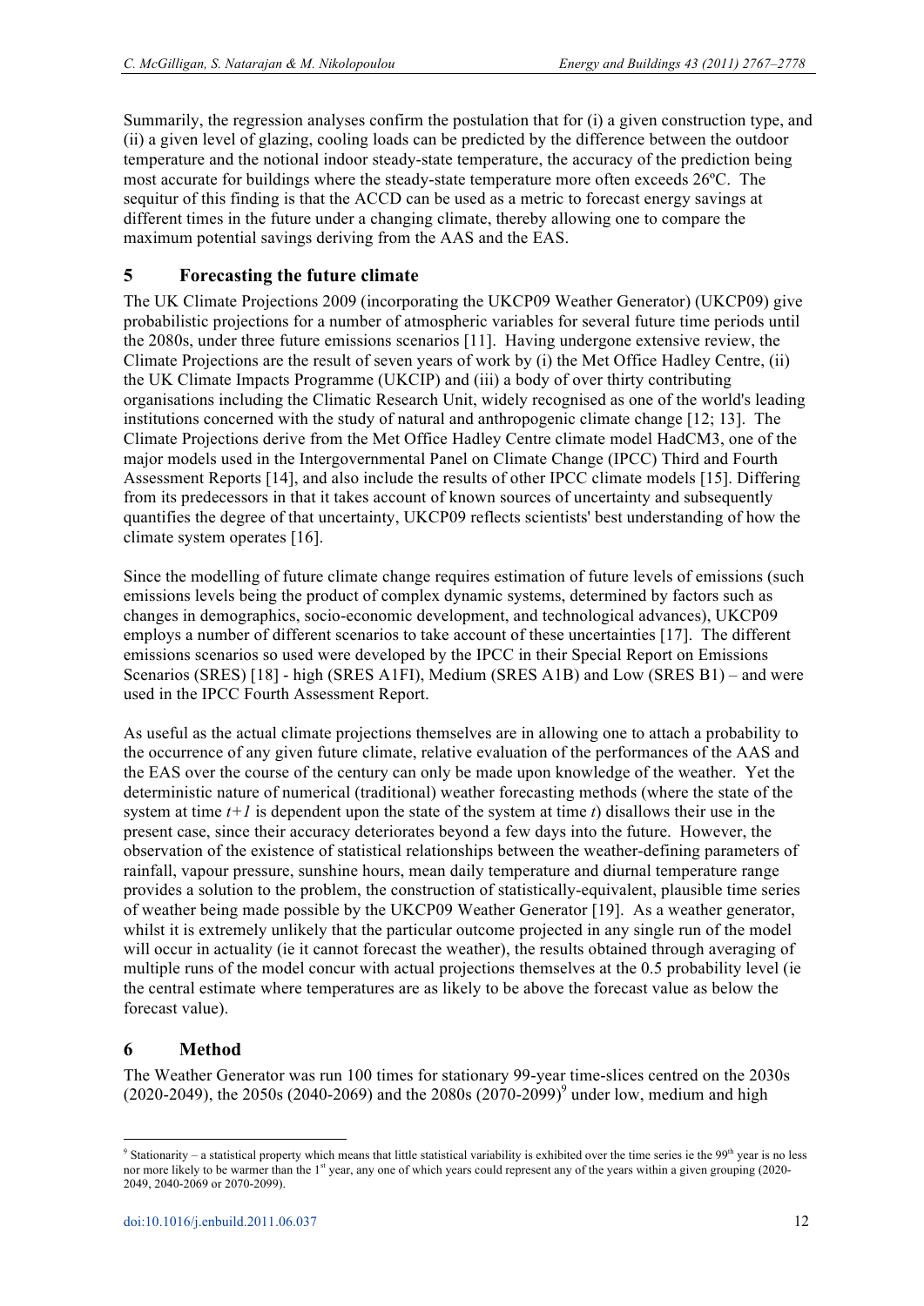Summarily, the regression analyses confirm the postulation that for (i) a given construction type, and (ii) a given level of glazing, cooling loads can be predicted by the difference between the outdoor temperature and the notional indoor steady-state temperature, the accuracy of the prediction being most accurate for buildings where the steady-state temperature more often exceeds 26ºC. The sequitur of this finding is that the ACCD can be used as a metric to forecast energy savings at different times in the future under a changing climate, thereby allowing one to compare the maximum potential savings deriving from the AAS and the EAS.

## 5 Forecasting the future climate

The UK Climate Projections 2009 (incorporating the UKCP09 Weather Generator) (UKCP09) give probabilistic projections for a number of atmospheric variables for several future time periods until the 2080s, under three future emissions scenarios [11]. Having undergone extensive review, the Climate Projections are the result of seven years of work by (i) the Met Office Hadley Centre, (ii) the UK Climate Impacts Programme (UKCIP) and (iii) a body of over thirty contributing organisations including the Climatic Research Unit, widely recognised as one of the world's leading institutions concerned with the study of natural and anthropogenic climate change [12; 13]. The Climate Projections derive from the Met Office Hadley Centre climate model HadCM3, one of the major models used in the Intergovernmental Panel on Climate Change (IPCC) Third and Fourth Assessment Reports [14], and also include the results of other IPCC climate models [15]. Differing from its predecessors in that it takes account of known sources of uncertainty and subsequently quantifies the degree of that uncertainty, UKCP09 reflects scientists' best understanding of how the climate system operates [16].

Since the modelling of future climate change requires estimation of future levels of emissions (such emissions levels being the product of complex dynamic systems, determined by factors such as changes in demographics, socio-economic development, and technological advances), UKCP09 employs a number of different scenarios to take account of these uncertainties [17]. The different emissions scenarios so used were developed by the IPCC in their Special Report on Emissions Scenarios (SRES) [18] - high (SRES A1FI), Medium (SRES A1B) and Low (SRES B1) – and were used in the IPCC Fourth Assessment Report.

As useful as the actual climate projections themselves are in allowing one to attach a probability to the occurrence of any given future climate, relative evaluation of the performances of the AAS and the EAS over the course of the century can only be made upon knowledge of the weather. Yet the deterministic nature of numerical (traditional) weather forecasting methods (where the state of the system at time $t+1$ is dependent upon the state of the system at time $t$) disallows their use in the present case, since their accuracy deteriorates beyond a few days into the future. However, the observation of the existence of statistical relationships between the weather-defining parameters of rainfall, vapour pressure, sunshine hours, mean daily temperature and diurnal temperature range provides a solution to the problem, the construction of statistically-equivalent, plausible time series of weather being made possible by the UKCP09 Weather Generator [19]. As a weather generator, whilst it is extremely unlikely that the particular outcome projected in any single run of the model will occur in actuality (ie it cannot forecast the weather), the results obtained through averaging of multiple runs of the model concur with actual projections themselves at the 0.5 probability level (ie the central estimate where temperatures are as likely to be above the forecast value as below the forecast value).

## 6 Method

The Weather Generator was run 100 times for stationary 99-year time-slices centred on the 2030s (2020-2049), the 2050s (2040-2069) and the 2080s (2070-2099)[9] under low, medium and high

[9] Stationarity – a statistical property which means that little statistical variability is exhibited over the time series ie the 99th year is no less nor more likely to be warmer than the 1st year, any one of which years could represent any of the years within a given grouping (2020-2049, 2040-2069 or 2070-2099).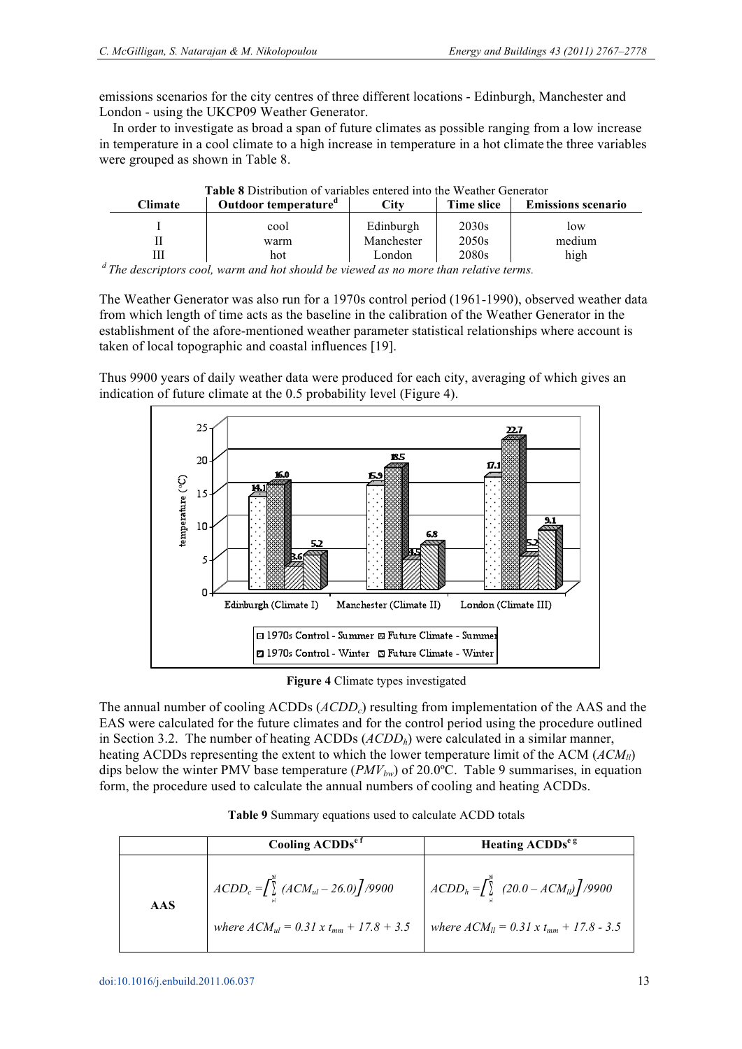emissions scenarios for the city centres of three different locations - Edinburgh, Manchester and London - using the UKCP09 Weather Generator.

In order to investigate as broad a span of future climates as possible ranging from a low increase in temperature in a cool climate to a high increase in temperature in a hot climate the three variables were grouped as shown in Table 8.

**Table 8** Distribution of variables entered into the Weather Generator

| Climate | Outdoor temperature[d] | City | Time slice | Emissions scenario |
|---|---|---|---|---|
| I | cool | Edinburgh | 2030s | low |
| II | warm | Manchester | 2050s | medium |
| III | hot | London | 2080s | high |

[d] *The descriptors cool, warm and hot should be viewed as no more than relative terms.*

The Weather Generator was also run for a 1970s control period (1961-1990), observed weather data from which length of time acts as the baseline in the calibration of the Weather Generator in the establishment of the afore-mentioned weather parameter statistical relationships where account is taken of local topographic and coastal influences [19].

Thus 9900 years of daily weather data were produced for each city, averaging of which gives an indication of future climate at the 0.5 probability level (Figure 4).

**Figure 4** Climate types investigated

The annual number of cooling ACDDs ($ACDD_c$) resulting from implementation of the AAS and the EAS were calculated for the future climates and for the control period using the procedure outlined in Section 3.2. The number of heating ACDDs ($ACDD_h$) were calculated in a similar manner, heating ACDDs representing the extent to which the lower temperature limit of the ACM ($ACM_{ll}$) dips below the winter PMV base temperature ($PMV_{bw}$) of 20.0ºC. Table 9 summarises, in equation form, the procedure used to calculate the annual numbers of cooling and heating ACDDs.

**Table 9** Summary equations used to calculate ACDD totals

| | Cooling ACDDs[e f] | Heating ACDDs[e g] |
|---|---|---|
| **AAS** | $ACDD_c = \left[\sum_{i=1}^{365} (ACM_{ul} - 26.0)\right] / 9900$ <br> where $ACM_{ul} = 0.31 \times t_{mm} + 17.8 + 3.5$ | $ACDD_h = \left[\sum_{i=1}^{365} (20.0 - ACM_{ll})\right] / 9900$ <br> where $ACM_{ll} = 0.31 \times t_{mm} + 17.8 - 3.5$ |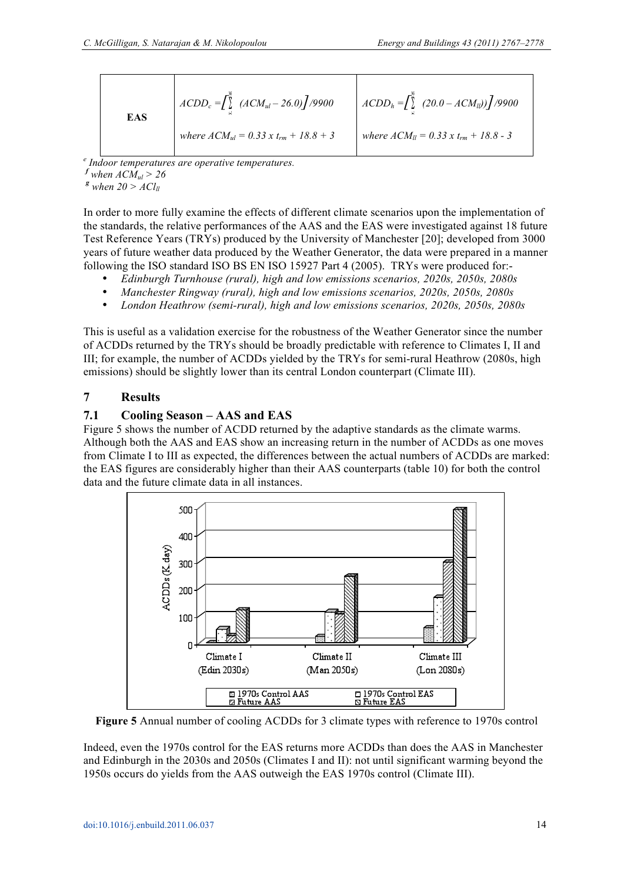| EAS | $ACDD_c = \left[\sum_{1}^{365} (ACM_{ul} - 26.0)\right] / 9900$ | $ACDD_h = \left[\sum_{1}^{365} (20.0 - ACM_{ll})\right] / 9900$ |
| --- | --- | --- |
| | where $ACM_{ul} = 0.33 \times t_{rm} + 18.8 + 3$ | where $ACM_{ll} = 0.33 \times t_{rm} + 18.8 - 3$ |

[e] *Indoor temperatures are operative temperatures.*
[f] *when $ACM_{ul} > 26$*
[g] *when $20 > ACl_{ll}$*

In order to more fully examine the effects of different climate scenarios upon the implementation of the standards, the relative performances of the AAS and the EAS were investigated against 18 future Test Reference Years (TRYs) produced by the University of Manchester [20]; developed from 3000 years of future weather data produced by the Weather Generator, the data were prepared in a manner following the ISO standard ISO BS EN ISO 15927 Part 4 (2005). TRYs were produced for:-

- *Edinburgh Turnhouse (rural), high and low emissions scenarios, 2020s, 2050s, 2080s*
- *Manchester Ringway (rural), high and low emissions scenarios, 2020s, 2050s, 2080s*
- *London Heathrow (semi-rural), high and low emissions scenarios, 2020s, 2050s, 2080s*

This is useful as a validation exercise for the robustness of the Weather Generator since the number of ACDDs returned by the TRYs should be broadly predictable with reference to Climates I, II and III; for example, the number of ACDDs yielded by the TRYs for semi-rural Heathrow (2080s, high emissions) should be slightly lower than its central London counterpart (Climate III).

## 7 Results

### 7.1 Cooling Season – AAS and EAS

Figure 5 shows the number of ACDD returned by the adaptive standards as the climate warms. Although both the AAS and EAS show an increasing return in the number of ACDDs as one moves from Climate I to III as expected, the differences between the actual numbers of ACDDs are marked: the EAS figures are considerably higher than their AAS counterparts (table 10) for both the control data and the future climate data in all instances.

**Figure 5** Annual number of cooling ACDDs for 3 climate types with reference to 1970s control

Indeed, even the 1970s control for the EAS returns more ACDDs than does the AAS in Manchester and Edinburgh in the 2030s and 2050s (Climates I and II): not until significant warming beyond the 1950s occurs do yields from the AAS outweigh the EAS 1970s control (Climate III).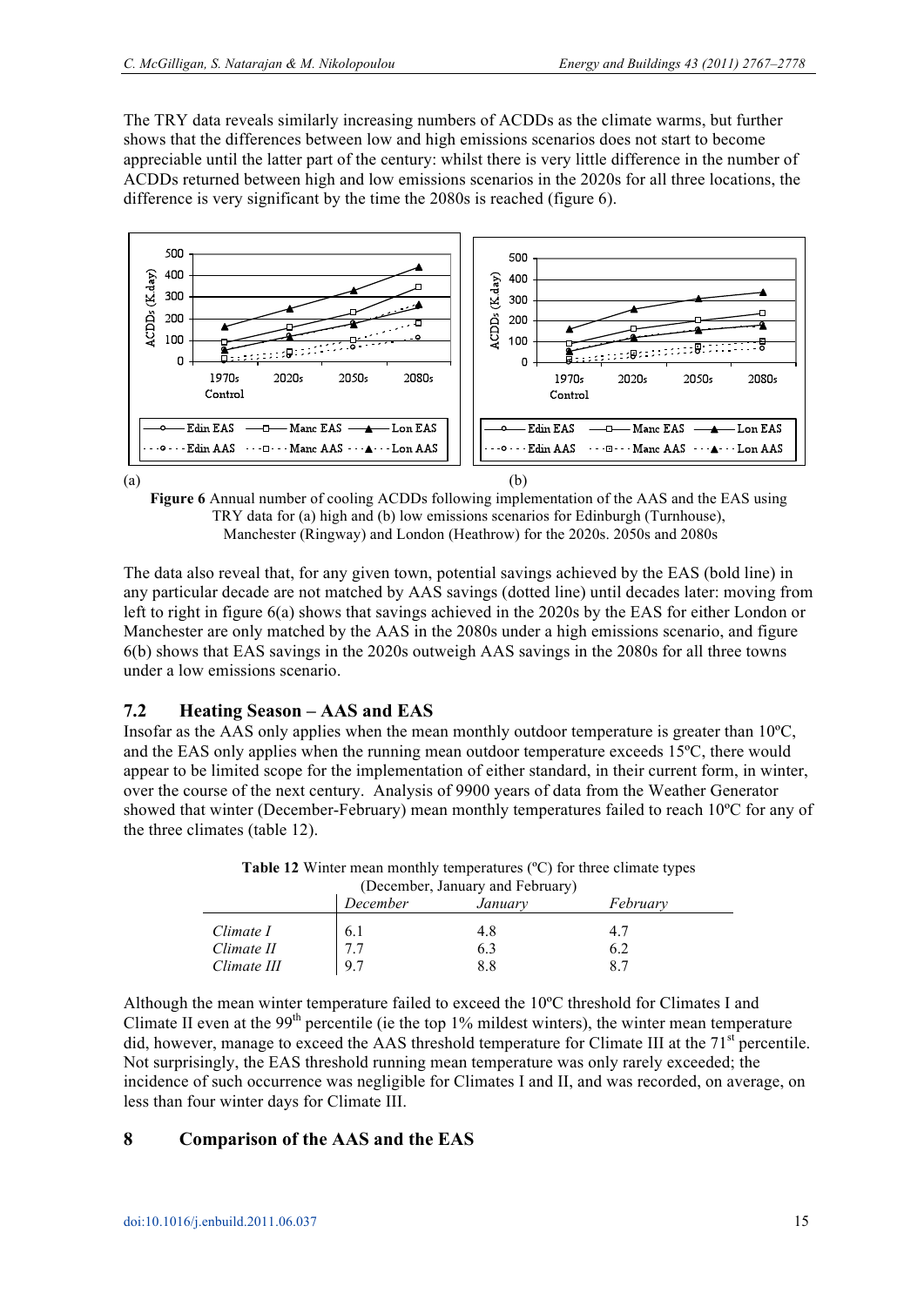The TRY data reveals similarly increasing numbers of ACDDs as the climate warms, but further shows that the differences between low and high emissions scenarios does not start to become appreciable until the latter part of the century: whilst there is very little difference in the number of ACDDs returned between high and low emissions scenarios in the 2020s for all three locations, the difference is very significant by the time the 2080s is reached (figure 6).

**Figure 6** Annual number of cooling ACDDs following implementation of the AAS and the EAS using TRY data for (a) high and (b) low emissions scenarios for Edinburgh (Turnhouse), Manchester (Ringway) and London (Heathrow) for the 2020s. 2050s and 2080s

The data also reveal that, for any given town, potential savings achieved by the EAS (bold line) in any particular decade are not matched by AAS savings (dotted line) until decades later: moving from left to right in figure 6(a) shows that savings achieved in the 2020s by the EAS for either London or Manchester are only matched by the AAS in the 2080s under a high emissions scenario, and figure 6(b) shows that EAS savings in the 2020s outweigh AAS savings in the 2080s for all three towns under a low emissions scenario.

## 7.2 Heating Season – AAS and EAS

Insofar as the AAS only applies when the mean monthly outdoor temperature is greater than 10ºC, and the EAS only applies when the running mean outdoor temperature exceeds 15ºC, there would appear to be limited scope for the implementation of either standard, in their current form, in winter, over the course of the next century. Analysis of 9900 years of data from the Weather Generator showed that winter (December-February) mean monthly temperatures failed to reach 10ºC for any of the three climates (table 12).

**Table 12** Winter mean monthly temperatures (ºC) for three climate types (December, January and February)

| | *December* | *January* | *February* |
|---|---|---|---|
| *Climate I* | 6.1 | 4.8 | 4.7 |
| *Climate II* | 7.7 | 6.3 | 6.2 |
| *Climate III* | 9.7 | 8.8 | 8.7 |

Although the mean winter temperature failed to exceed the 10ºC threshold for Climates I and Climate II even at the 99th percentile (ie the top 1% mildest winters), the winter mean temperature did, however, manage to exceed the AAS threshold temperature for Climate III at the 71st percentile. Not surprisingly, the EAS threshold running mean temperature was only rarely exceeded; the incidence of such occurrence was negligible for Climates I and II, and was recorded, on average, on less than four winter days for Climate III.

# 8 Comparison of the AAS and the EAS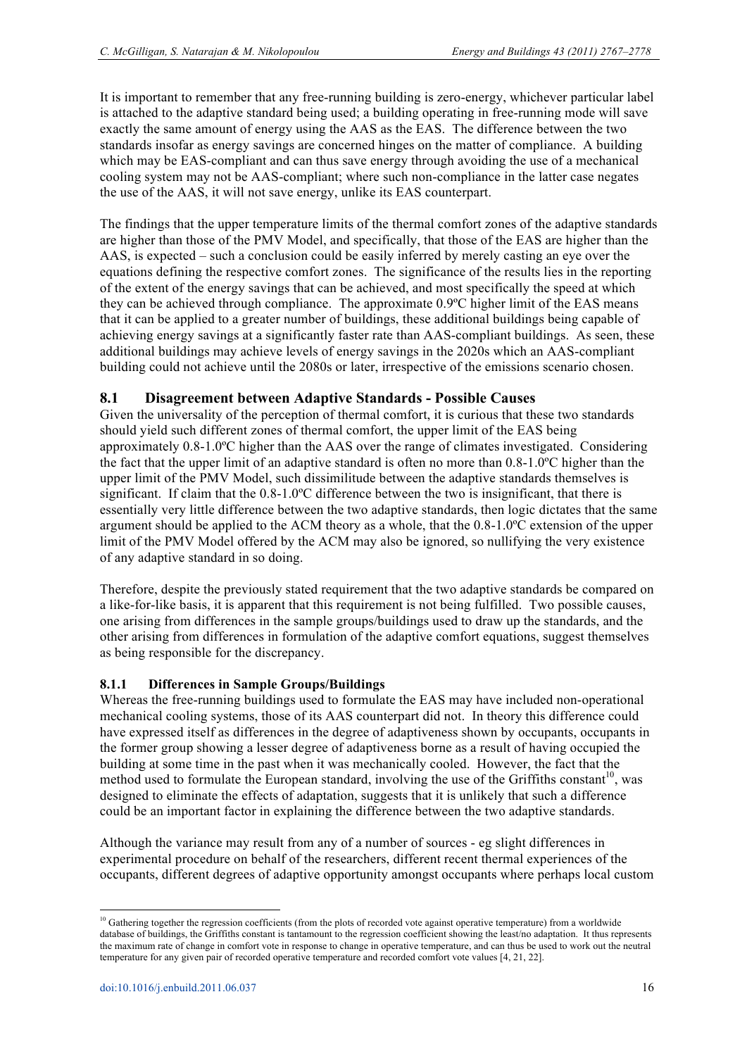It is important to remember that any free-running building is zero-energy, whichever particular label is attached to the adaptive standard being used; a building operating in free-running mode will save exactly the same amount of energy using the AAS as the EAS. The difference between the two standards insofar as energy savings are concerned hinges on the matter of compliance. A building which may be EAS-compliant and can thus save energy through avoiding the use of a mechanical cooling system may not be AAS-compliant; where such non-compliance in the latter case negates the use of the AAS, it will not save energy, unlike its EAS counterpart.

The findings that the upper temperature limits of the thermal comfort zones of the adaptive standards are higher than those of the PMV Model, and specifically, that those of the EAS are higher than the AAS, is expected – such a conclusion could be easily inferred by merely casting an eye over the equations defining the respective comfort zones. The significance of the results lies in the reporting of the extent of the energy savings that can be achieved, and most specifically the speed at which they can be achieved through compliance. The approximate 0.9ºC higher limit of the EAS means that it can be applied to a greater number of buildings, these additional buildings being capable of achieving energy savings at a significantly faster rate than AAS-compliant buildings. As seen, these additional buildings may achieve levels of energy savings in the 2020s which an AAS-compliant building could not achieve until the 2080s or later, irrespective of the emissions scenario chosen.

## 8.1 Disagreement between Adaptive Standards - Possible Causes

Given the universality of the perception of thermal comfort, it is curious that these two standards should yield such different zones of thermal comfort, the upper limit of the EAS being approximately 0.8-1.0ºC higher than the AAS over the range of climates investigated. Considering the fact that the upper limit of an adaptive standard is often no more than 0.8-1.0ºC higher than the upper limit of the PMV Model, such dissimilitude between the adaptive standards themselves is significant. If claim that the 0.8-1.0ºC difference between the two is insignificant, that there is essentially very little difference between the two adaptive standards, then logic dictates that the same argument should be applied to the ACM theory as a whole, that the 0.8-1.0ºC extension of the upper limit of the PMV Model offered by the ACM may also be ignored, so nullifying the very existence of any adaptive standard in so doing.

Therefore, despite the previously stated requirement that the two adaptive standards be compared on a like-for-like basis, it is apparent that this requirement is not being fulfilled. Two possible causes, one arising from differences in the sample groups/buildings used to draw up the standards, and the other arising from differences in formulation of the adaptive comfort equations, suggest themselves as being responsible for the discrepancy.

### 8.1.1 Differences in Sample Groups/Buildings

Whereas the free-running buildings used to formulate the EAS may have included non-operational mechanical cooling systems, those of its AAS counterpart did not. In theory this difference could have expressed itself as differences in the degree of adaptiveness shown by occupants, occupants in the former group showing a lesser degree of adaptiveness borne as a result of having occupied the building at some time in the past when it was mechanically cooled. However, the fact that the method used to formulate the European standard, involving the use of the Griffiths constant[10], was designed to eliminate the effects of adaptation, suggests that it is unlikely that such a difference could be an important factor in explaining the difference between the two adaptive standards.

Although the variance may result from any of a number of sources - eg slight differences in experimental procedure on behalf of the researchers, different recent thermal experiences of the occupants, different degrees of adaptive opportunity amongst occupants where perhaps local custom

[10] Gathering together the regression coefficients (from the plots of recorded vote against operative temperature) from a worldwide database of buildings, the Griffiths constant is tantamount to the regression coefficient showing the least/no adaptation. It thus represents the maximum rate of change in comfort vote in response to change in operative temperature, and can thus be used to work out the neutral temperature for any given pair of recorded operative temperature and recorded comfort vote values [4, 21, 22].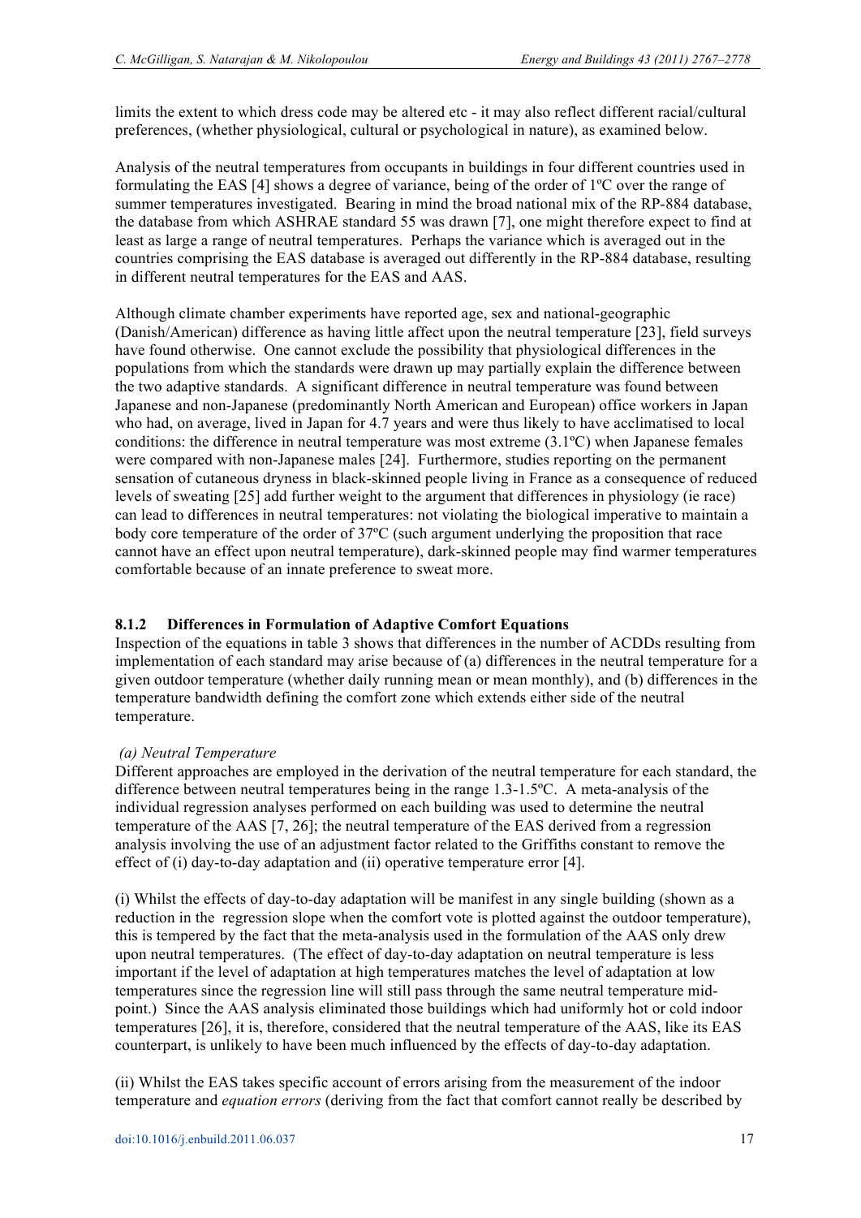limits the extent to which dress code may be altered etc - it may also reflect different racial/cultural preferences, (whether physiological, cultural or psychological in nature), as examined below.

Analysis of the neutral temperatures from occupants in buildings in four different countries used in formulating the EAS [4] shows a degree of variance, being of the order of 1ºC over the range of summer temperatures investigated. Bearing in mind the broad national mix of the RP-884 database, the database from which ASHRAE standard 55 was drawn [7], one might therefore expect to find at least as large a range of neutral temperatures. Perhaps the variance which is averaged out in the countries comprising the EAS database is averaged out differently in the RP-884 database, resulting in different neutral temperatures for the EAS and AAS.

Although climate chamber experiments have reported age, sex and national-geographic (Danish/American) difference as having little affect upon the neutral temperature [23], field surveys have found otherwise. One cannot exclude the possibility that physiological differences in the populations from which the standards were drawn up may partially explain the difference between the two adaptive standards. A significant difference in neutral temperature was found between Japanese and non-Japanese (predominantly North American and European) office workers in Japan who had, on average, lived in Japan for 4.7 years and were thus likely to have acclimatised to local conditions: the difference in neutral temperature was most extreme (3.1ºC) when Japanese females were compared with non-Japanese males [24]. Furthermore, studies reporting on the permanent sensation of cutaneous dryness in black-skinned people living in France as a consequence of reduced levels of sweating [25] add further weight to the argument that differences in physiology (ie race) can lead to differences in neutral temperatures: not violating the biological imperative to maintain a body core temperature of the order of 37ºC (such argument underlying the proposition that race cannot have an effect upon neutral temperature), dark-skinned people may find warmer temperatures comfortable because of an innate preference to sweat more.

### 8.1.2 Differences in Formulation of Adaptive Comfort Equations

Inspection of the equations in table 3 shows that differences in the number of ACDDs resulting from implementation of each standard may arise because of (a) differences in the neutral temperature for a given outdoor temperature (whether daily running mean or mean monthly), and (b) differences in the temperature bandwidth defining the comfort zone which extends either side of the neutral temperature.

*(a) Neutral Temperature*

Different approaches are employed in the derivation of the neutral temperature for each standard, the difference between neutral temperatures being in the range 1.3-1.5ºC. A meta-analysis of the individual regression analyses performed on each building was used to determine the neutral temperature of the AAS [7, 26]; the neutral temperature of the EAS derived from a regression analysis involving the use of an adjustment factor related to the Griffiths constant to remove the effect of (i) day-to-day adaptation and (ii) operative temperature error [4].

(i) Whilst the effects of day-to-day adaptation will be manifest in any single building (shown as a reduction in the regression slope when the comfort vote is plotted against the outdoor temperature), this is tempered by the fact that the meta-analysis used in the formulation of the AAS only drew upon neutral temperatures. (The effect of day-to-day adaptation on neutral temperature is less important if the level of adaptation at high temperatures matches the level of adaptation at low temperatures since the regression line will still pass through the same neutral temperature mid-point.) Since the AAS analysis eliminated those buildings which had uniformly hot or cold indoor temperatures [26], it is, therefore, considered that the neutral temperature of the AAS, like its EAS counterpart, is unlikely to have been much influenced by the effects of day-to-day adaptation.

(ii) Whilst the EAS takes specific account of errors arising from the measurement of the indoor temperature and *equation errors* (deriving from the fact that comfort cannot really be described by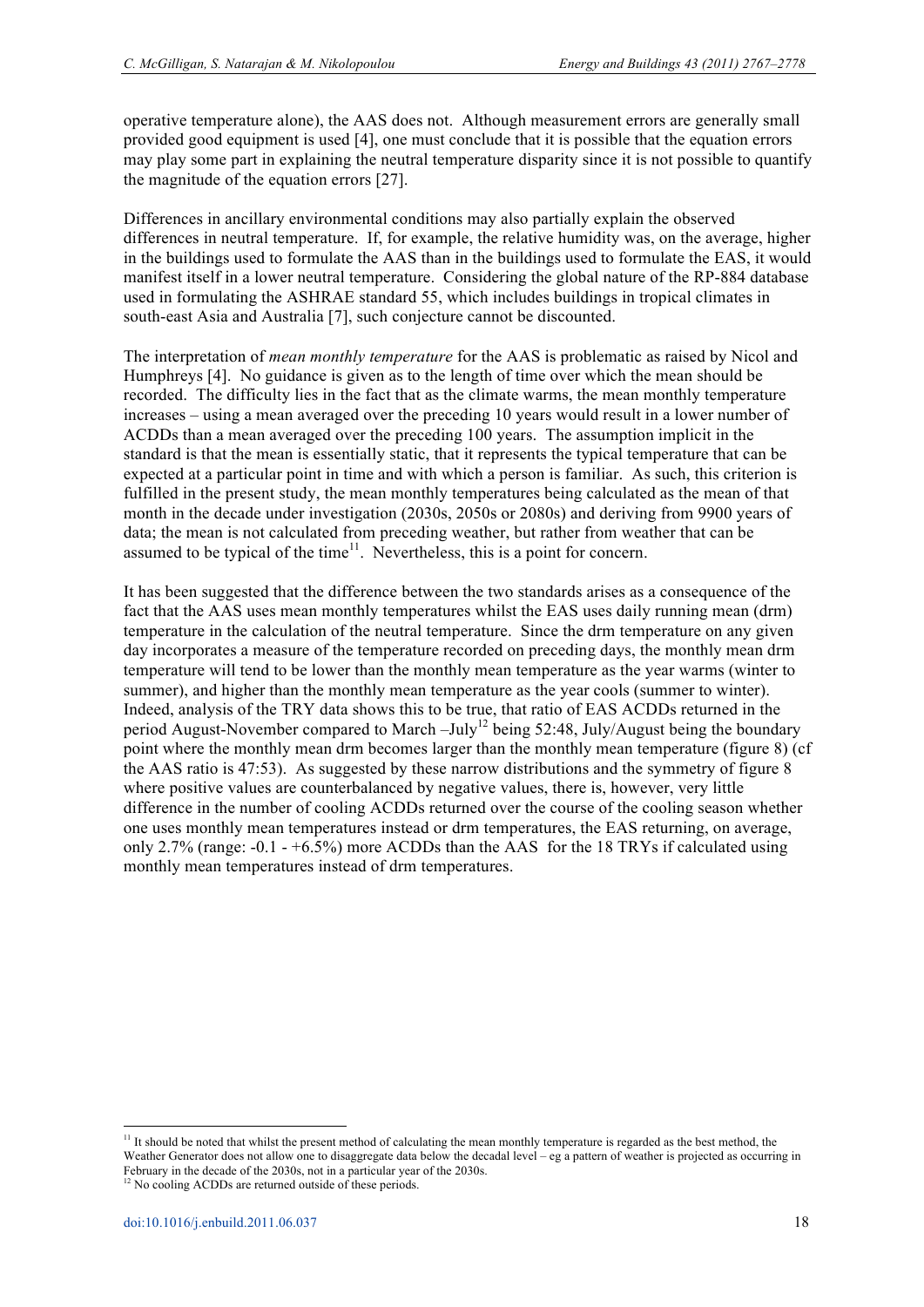operative temperature alone), the AAS does not. Although measurement errors are generally small provided good equipment is used [4], one must conclude that it is possible that the equation errors may play some part in explaining the neutral temperature disparity since it is not possible to quantify the magnitude of the equation errors [27].

Differences in ancillary environmental conditions may also partially explain the observed differences in neutral temperature. If, for example, the relative humidity was, on the average, higher in the buildings used to formulate the AAS than in the buildings used to formulate the EAS, it would manifest itself in a lower neutral temperature. Considering the global nature of the RP-884 database used in formulating the ASHRAE standard 55, which includes buildings in tropical climates in south-east Asia and Australia [7], such conjecture cannot be discounted.

The interpretation of *mean monthly temperature* for the AAS is problematic as raised by Nicol and Humphreys [4]. No guidance is given as to the length of time over which the mean should be recorded. The difficulty lies in the fact that as the climate warms, the mean monthly temperature increases – using a mean averaged over the preceding 10 years would result in a lower number of ACDDs than a mean averaged over the preceding 100 years. The assumption implicit in the standard is that the mean is essentially static, that it represents the typical temperature that can be expected at a particular point in time and with which a person is familiar. As such, this criterion is fulfilled in the present study, the mean monthly temperatures being calculated as the mean of that month in the decade under investigation (2030s, 2050s or 2080s) and deriving from 9900 years of data; the mean is not calculated from preceding weather, but rather from weather that can be assumed to be typical of the time[11]. Nevertheless, this is a point for concern.

It has been suggested that the difference between the two standards arises as a consequence of the fact that the AAS uses mean monthly temperatures whilst the EAS uses daily running mean (drm) temperature in the calculation of the neutral temperature. Since the drm temperature on any given day incorporates a measure of the temperature recorded on preceding days, the monthly mean drm temperature will tend to be lower than the monthly mean temperature as the year warms (winter to summer), and higher than the monthly mean temperature as the year cools (summer to winter). Indeed, analysis of the TRY data shows this to be true, that ratio of EAS ACDDs returned in the period August-November compared to March –July[12] being 52:48, July/August being the boundary point where the monthly mean drm becomes larger than the monthly mean temperature (figure 8) (cf the AAS ratio is 47:53). As suggested by these narrow distributions and the symmetry of figure 8 where positive values are counterbalanced by negative values, there is, however, very little difference in the number of cooling ACDDs returned over the course of the cooling season whether one uses monthly mean temperatures instead or drm temperatures, the EAS returning, on average, only 2.7% (range: -0.1 - +6.5%) more ACDDs than the AAS for the 18 TRYs if calculated using monthly mean temperatures instead of drm temperatures.

[11] It should be noted that whilst the present method of calculating the mean monthly temperature is regarded as the best method, the Weather Generator does not allow one to disaggregate data below the decadal level – eg a pattern of weather is projected as occurring in February in the decade of the 2030s, not in a particular year of the 2030s.

[12] No cooling ACDDs are returned outside of these periods.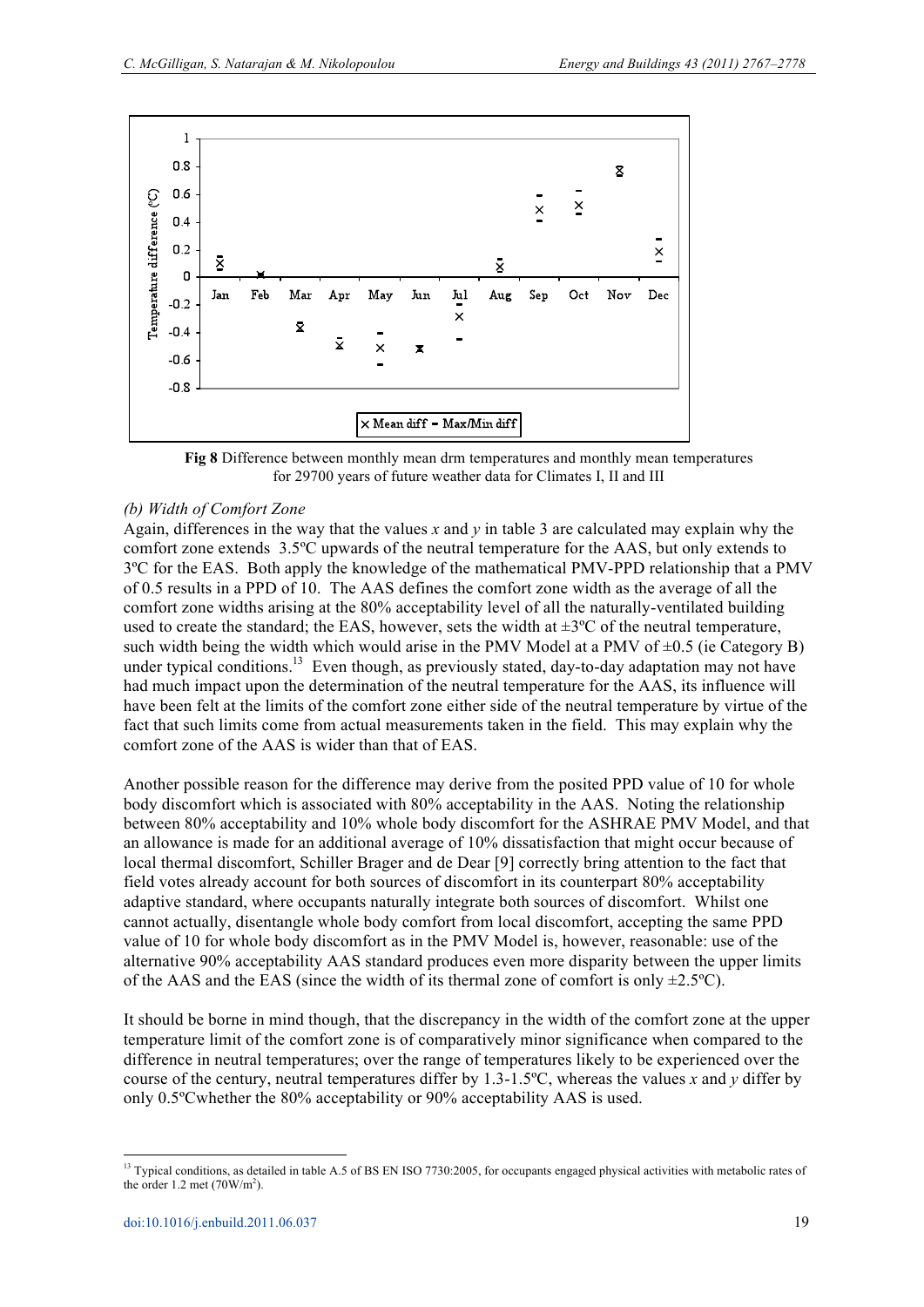Fig 8 Difference between monthly mean drm temperatures and monthly mean temperatures for 29700 years of future weather data for Climates I, II and III

*(b) Width of Comfort Zone*

Again, differences in the way that the values *x* and *y* in table 3 are calculated may explain why the comfort zone extends 3.5ºC upwards of the neutral temperature for the AAS, but only extends to 3ºC for the EAS. Both apply the knowledge of the mathematical PMV-PPD relationship that a PMV of 0.5 results in a PPD of 10. The AAS defines the comfort zone width as the average of all the comfort zone widths arising at the 80% acceptability level of all the naturally-ventilated building used to create the standard; the EAS, however, sets the width at ±3ºC of the neutral temperature, such width being the width which would arise in the PMV Model at a PMV of ±0.5 (ie Category B) under typical conditions.[13] Even though, as previously stated, day-to-day adaptation may not have had much impact upon the determination of the neutral temperature for the AAS, its influence will have been felt at the limits of the comfort zone either side of the neutral temperature by virtue of the fact that such limits come from actual measurements taken in the field. This may explain why the comfort zone of the AAS is wider than that of EAS.

Another possible reason for the difference may derive from the posited PPD value of 10 for whole body discomfort which is associated with 80% acceptability in the AAS. Noting the relationship between 80% acceptability and 10% whole body discomfort for the ASHRAE PMV Model, and that an allowance is made for an additional average of 10% dissatisfaction that might occur because of local thermal discomfort, Schiller Brager and de Dear [9] correctly bring attention to the fact that field votes already account for both sources of discomfort in its counterpart 80% acceptability adaptive standard, where occupants naturally integrate both sources of discomfort. Whilst one cannot actually, disentangle whole body comfort from local discomfort, accepting the same PPD value of 10 for whole body discomfort as in the PMV Model is, however, reasonable: use of the alternative 90% acceptability AAS standard produces even more disparity between the upper limits of the AAS and the EAS (since the width of its thermal zone of comfort is only ±2.5ºC).

It should be borne in mind though, that the discrepancy in the width of the comfort zone at the upper temperature limit of the comfort zone is of comparatively minor significance when compared to the difference in neutral temperatures; over the range of temperatures likely to be experienced over the course of the century, neutral temperatures differ by 1.3-1.5ºC, whereas the values *x* and *y* differ by only 0.5ºCwhether the 80% acceptability or 90% acceptability AAS is used.

[13] Typical conditions, as detailed in table A.5 of BS EN ISO 7730:2005, for occupants engaged physical activities with metabolic rates of the order 1.2 met (70W/m$^2$).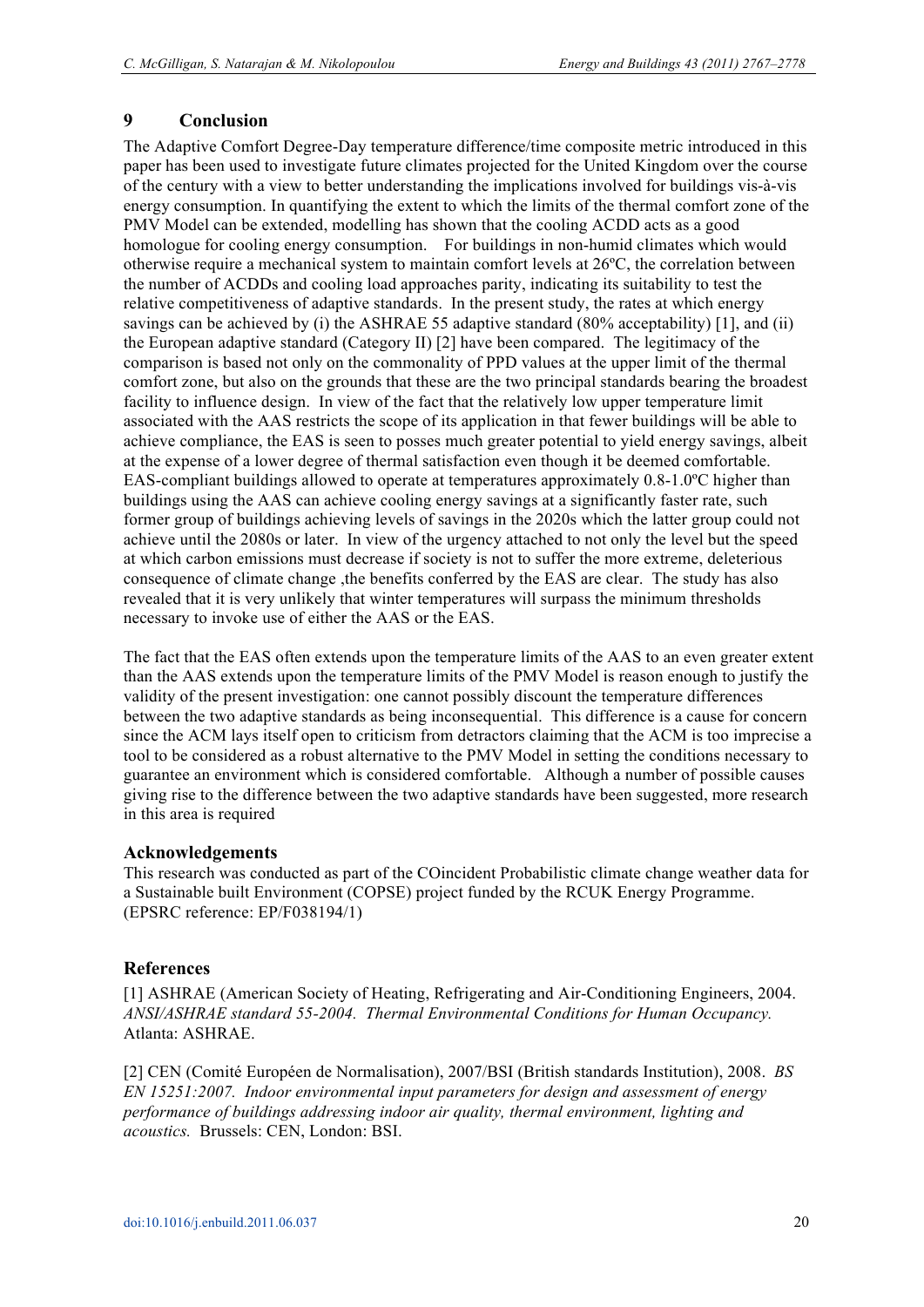## 9 Conclusion

The Adaptive Comfort Degree-Day temperature difference/time composite metric introduced in this paper has been used to investigate future climates projected for the United Kingdom over the course of the century with a view to better understanding the implications involved for buildings vis-à-vis energy consumption. In quantifying the extent to which the limits of the thermal comfort zone of the PMV Model can be extended, modelling has shown that the cooling ACDD acts as a good homologue for cooling energy consumption. For buildings in non-humid climates which would otherwise require a mechanical system to maintain comfort levels at 26ºC, the correlation between the number of ACDDs and cooling load approaches parity, indicating its suitability to test the relative competitiveness of adaptive standards. In the present study, the rates at which energy savings can be achieved by (i) the ASHRAE 55 adaptive standard (80% acceptability) [1], and (ii) the European adaptive standard (Category II) [2] have been compared. The legitimacy of the comparison is based not only on the commonality of PPD values at the upper limit of the thermal comfort zone, but also on the grounds that these are the two principal standards bearing the broadest facility to influence design. In view of the fact that the relatively low upper temperature limit associated with the AAS restricts the scope of its application in that fewer buildings will be able to achieve compliance, the EAS is seen to posses much greater potential to yield energy savings, albeit at the expense of a lower degree of thermal satisfaction even though it be deemed comfortable. EAS-compliant buildings allowed to operate at temperatures approximately 0.8-1.0ºC higher than buildings using the AAS can achieve cooling energy savings at a significantly faster rate, such former group of buildings achieving levels of savings in the 2020s which the latter group could not achieve until the 2080s or later. In view of the urgency attached to not only the level but the speed at which carbon emissions must decrease if society is not to suffer the more extreme, deleterious consequence of climate change ,the benefits conferred by the EAS are clear. The study has also revealed that it is very unlikely that winter temperatures will surpass the minimum thresholds necessary to invoke use of either the AAS or the EAS.

The fact that the EAS often extends upon the temperature limits of the AAS to an even greater extent than the AAS extends upon the temperature limits of the PMV Model is reason enough to justify the validity of the present investigation: one cannot possibly discount the temperature differences between the two adaptive standards as being inconsequential. This difference is a cause for concern since the ACM lays itself open to criticism from detractors claiming that the ACM is too imprecise a tool to be considered as a robust alternative to the PMV Model in setting the conditions necessary to guarantee an environment which is considered comfortable. Although a number of possible causes giving rise to the difference between the two adaptive standards have been suggested, more research in this area is required

### Acknowledgements

This research was conducted as part of the COincident Probabilistic climate change weather data for a Sustainable built Environment (COPSE) project funded by the RCUK Energy Programme. (EPSRC reference: EP/F038194/1)

### References

[1] ASHRAE (American Society of Heating, Refrigerating and Air-Conditioning Engineers, 2004. *ANSI/ASHRAE standard 55-2004. Thermal Environmental Conditions for Human Occupancy.* Atlanta: ASHRAE.

[2] CEN (Comité Européen de Normalisation), 2007/BSI (British standards Institution), 2008. *BS EN 15251:2007. Indoor environmental input parameters for design and assessment of energy performance of buildings addressing indoor air quality, thermal environment, lighting and acoustics.* Brussels: CEN, London: BSI.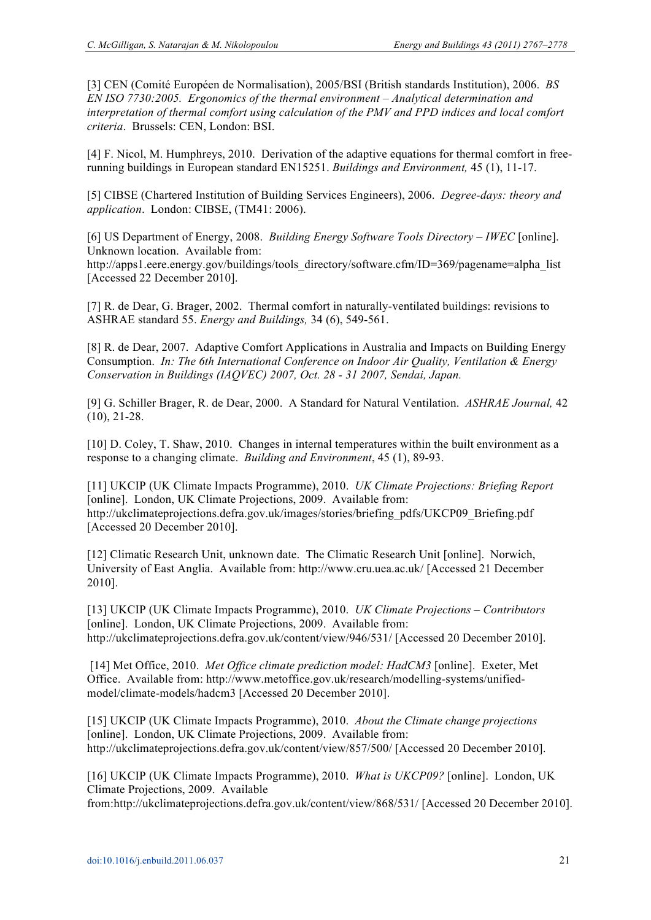[3] CEN (Comité Européen de Normalisation), 2005/BSI (British standards Institution), 2006. *BS EN ISO 7730:2005. Ergonomics of the thermal environment – Analytical determination and interpretation of thermal comfort using calculation of the PMV and PPD indices and local comfort criteria*. Brussels: CEN, London: BSI.

[4] F. Nicol, M. Humphreys, 2010. Derivation of the adaptive equations for thermal comfort in free-running buildings in European standard EN15251. *Buildings and Environment,* 45 (1), 11-17.

[5] CIBSE (Chartered Institution of Building Services Engineers), 2006. *Degree-days: theory and application*. London: CIBSE, (TM41: 2006).

[6] US Department of Energy, 2008. *Building Energy Software Tools Directory – IWEC* [online]. Unknown location. Available from: http://apps1.eere.energy.gov/buildings/tools_directory/software.cfm/ID=369/pagename=alpha_list [Accessed 22 December 2010].

[7] R. de Dear, G. Brager, 2002. Thermal comfort in naturally-ventilated buildings: revisions to ASHRAE standard 55. *Energy and Buildings,* 34 (6), 549-561.

[8] R. de Dear, 2007. Adaptive Comfort Applications in Australia and Impacts on Building Energy Consumption. *In: The 6th International Conference on Indoor Air Quality, Ventilation & Energy Conservation in Buildings (IAQVEC) 2007, Oct. 28 - 31 2007, Sendai, Japan.*

[9] G. Schiller Brager, R. de Dear, 2000. A Standard for Natural Ventilation. *ASHRAE Journal,* 42 (10), 21-28.

[10] D. Coley, T. Shaw, 2010. Changes in internal temperatures within the built environment as a response to a changing climate. *Building and Environment*, 45 (1), 89-93.

[11] UKCIP (UK Climate Impacts Programme), 2010. *UK Climate Projections: Briefing Report* [online]. London, UK Climate Projections, 2009. Available from: http://ukclimateprojections.defra.gov.uk/images/stories/briefing_pdfs/UKCP09_Briefing.pdf [Accessed 20 December 2010].

[12] Climatic Research Unit, unknown date. The Climatic Research Unit [online]. Norwich, University of East Anglia. Available from: http://www.cru.uea.ac.uk/ [Accessed 21 December 2010].

[13] UKCIP (UK Climate Impacts Programme), 2010. *UK Climate Projections – Contributors* [online]. London, UK Climate Projections, 2009. Available from: http://ukclimateprojections.defra.gov.uk/content/view/946/531/ [Accessed 20 December 2010].

[14] Met Office, 2010. *Met Office climate prediction model: HadCM3* [online]. Exeter, Met Office. Available from: http://www.metoffice.gov.uk/research/modelling-systems/unified-model/climate-models/hadcm3 [Accessed 20 December 2010].

[15] UKCIP (UK Climate Impacts Programme), 2010. *About the Climate change projections* [online]. London, UK Climate Projections, 2009. Available from: http://ukclimateprojections.defra.gov.uk/content/view/857/500/ [Accessed 20 December 2010].

[16] UKCIP (UK Climate Impacts Programme), 2010. *What is UKCP09?* [online]. London, UK Climate Projections, 2009. Available from:http://ukclimateprojections.defra.gov.uk/content/view/868/531/ [Accessed 20 December 2010].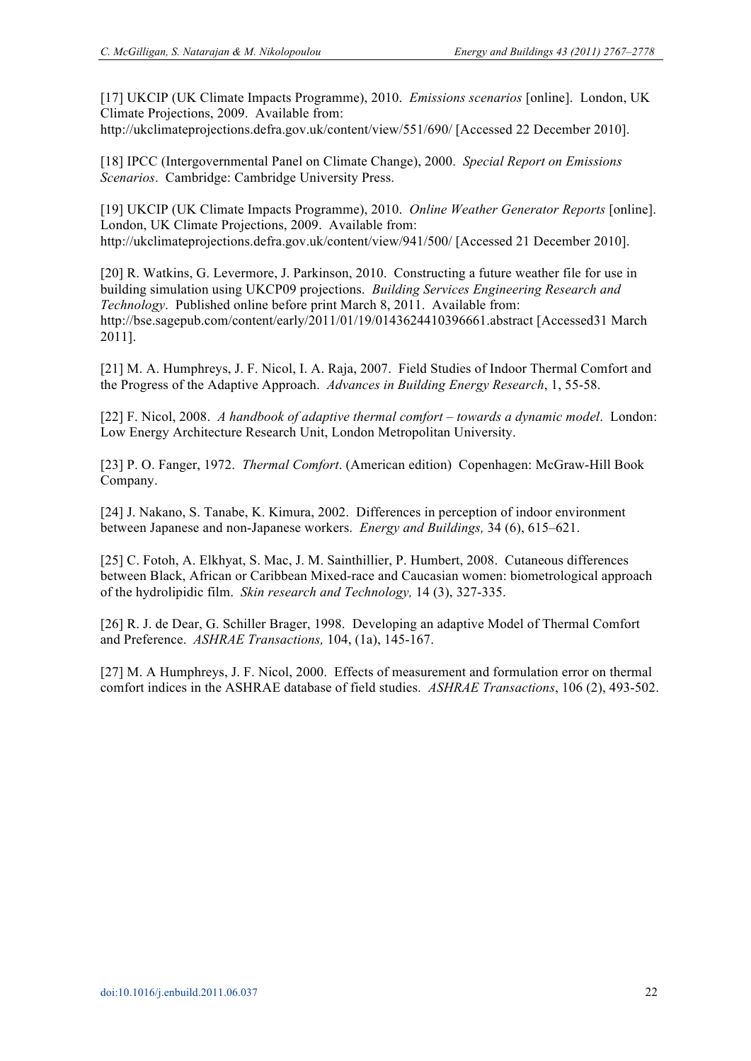[17] UKCIP (UK Climate Impacts Programme), 2010. *Emissions scenarios* [online]. London, UK Climate Projections, 2009. Available from: http://ukclimateprojections.defra.gov.uk/content/view/551/690/ [Accessed 22 December 2010].

[18] IPCC (Intergovernmental Panel on Climate Change), 2000. *Special Report on Emissions Scenarios*. Cambridge: Cambridge University Press.

[19] UKCIP (UK Climate Impacts Programme), 2010. *Online Weather Generator Reports* [online]. London, UK Climate Projections, 2009. Available from: http://ukclimateprojections.defra.gov.uk/content/view/941/500/ [Accessed 21 December 2010].

[20] R. Watkins, G. Levermore, J. Parkinson, 2010. Constructing a future weather file for use in building simulation using UKCP09 projections. *Building Services Engineering Research and Technology*. Published online before print March 8, 2011. Available from: http://bse.sagepub.com/content/early/2011/01/19/0143624410396661.abstract [Accessed31 March 2011].

[21] M. A. Humphreys, J. F. Nicol, I. A. Raja, 2007. Field Studies of Indoor Thermal Comfort and the Progress of the Adaptive Approach. *Advances in Building Energy Research*, 1, 55-58.

[22] F. Nicol, 2008. *A handbook of adaptive thermal comfort – towards a dynamic model*. London: Low Energy Architecture Research Unit, London Metropolitan University.

[23] P. O. Fanger, 1972. *Thermal Comfort*. (American edition) Copenhagen: McGraw-Hill Book Company.

[24] J. Nakano, S. Tanabe, K. Kimura, 2002. Differences in perception of indoor environment between Japanese and non-Japanese workers. *Energy and Buildings,* 34 (6), 615–621.

[25] C. Fotoh, A. Elkhyat, S. Mac, J. M. Sainthillier, P. Humbert, 2008. Cutaneous differences between Black, African or Caribbean Mixed-race and Caucasian women: biometrological approach of the hydrolipidic film. *Skin research and Technology,* 14 (3), 327-335.

[26] R. J. de Dear, G. Schiller Brager, 1998. Developing an adaptive Model of Thermal Comfort and Preference. *ASHRAE Transactions,* 104, (1a), 145-167.

[27] M. A Humphreys, J. F. Nicol, 2000. Effects of measurement and formulation error on thermal comfort indices in the ASHRAE database of field studies. *ASHRAE Transactions*, 106 (2), 493-502.